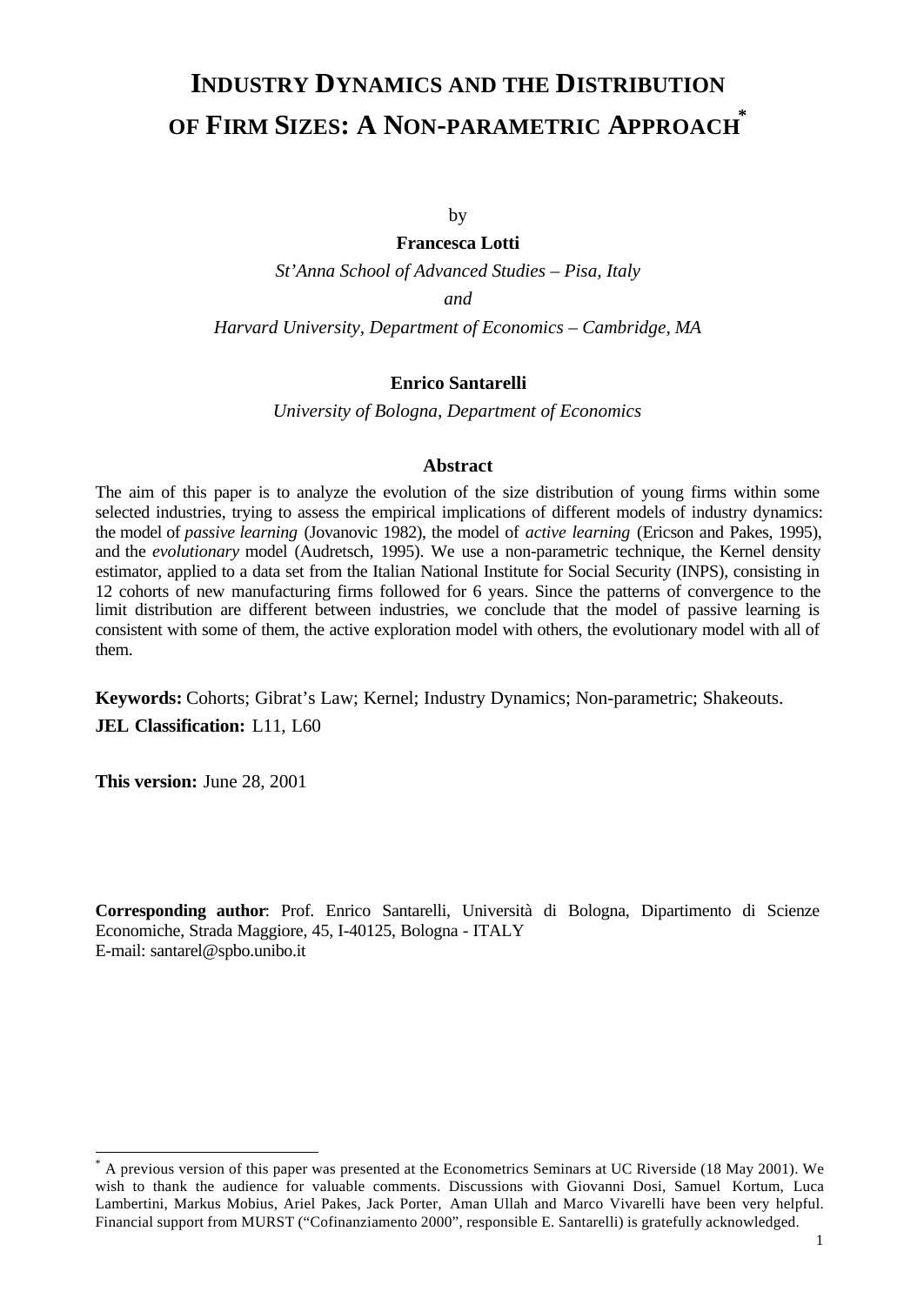# INDUSTRY DYNAMICS AND THE DISTRIBUTION OF FIRM SIZES: A NON-PARAMETRIC APPROACH*

by

**Francesca Lotti**

*St'Anna School of Advanced Studies – Pisa, Italy*

*and*

*Harvard University, Department of Economics – Cambridge, MA*

**Enrico Santarelli**

*University of Bologna, Department of Economics*

### Abstract

The aim of this paper is to analyze the evolution of the size distribution of young firms within some selected industries, trying to assess the empirical implications of different models of industry dynamics: the model of *passive learning* (Jovanovic 1982), the model of *active learning* (Ericson and Pakes, 1995), and the *evolutionary* model (Audretsch, 1995). We use a non-parametric technique, the Kernel density estimator, applied to a data set from the Italian National Institute for Social Security (INPS), consisting in 12 cohorts of new manufacturing firms followed for 6 years. Since the patterns of convergence to the limit distribution are different between industries, we conclude that the model of passive learning is consistent with some of them, the active exploration model with others, the evolutionary model with all of them.

**Keywords:** Cohorts; Gibrat's Law; Kernel; Industry Dynamics; Non-parametric; Shakeouts.

**JEL Classification:** L11, L60

**This version:** June 28, 2001

**Corresponding author**: Prof. Enrico Santarelli, Università di Bologna, Dipartimento di Scienze Economiche, Strada Maggiore, 45, I-40125, Bologna - ITALY
E-mail: santarel@spbo.unibo.it

---

* A previous version of this paper was presented at the Econometrics Seminars at UC Riverside (18 May 2001). We wish to thank the audience for valuable comments. Discussions with Giovanni Dosi, Samuel Kortum, Luca Lambertini, Markus Mobius, Ariel Pakes, Jack Porter, Aman Ullah and Marco Vivarelli have been very helpful. Financial support from MURST ("Cofinanziamento 2000", responsible E. Santarelli) is gratefully acknowledged.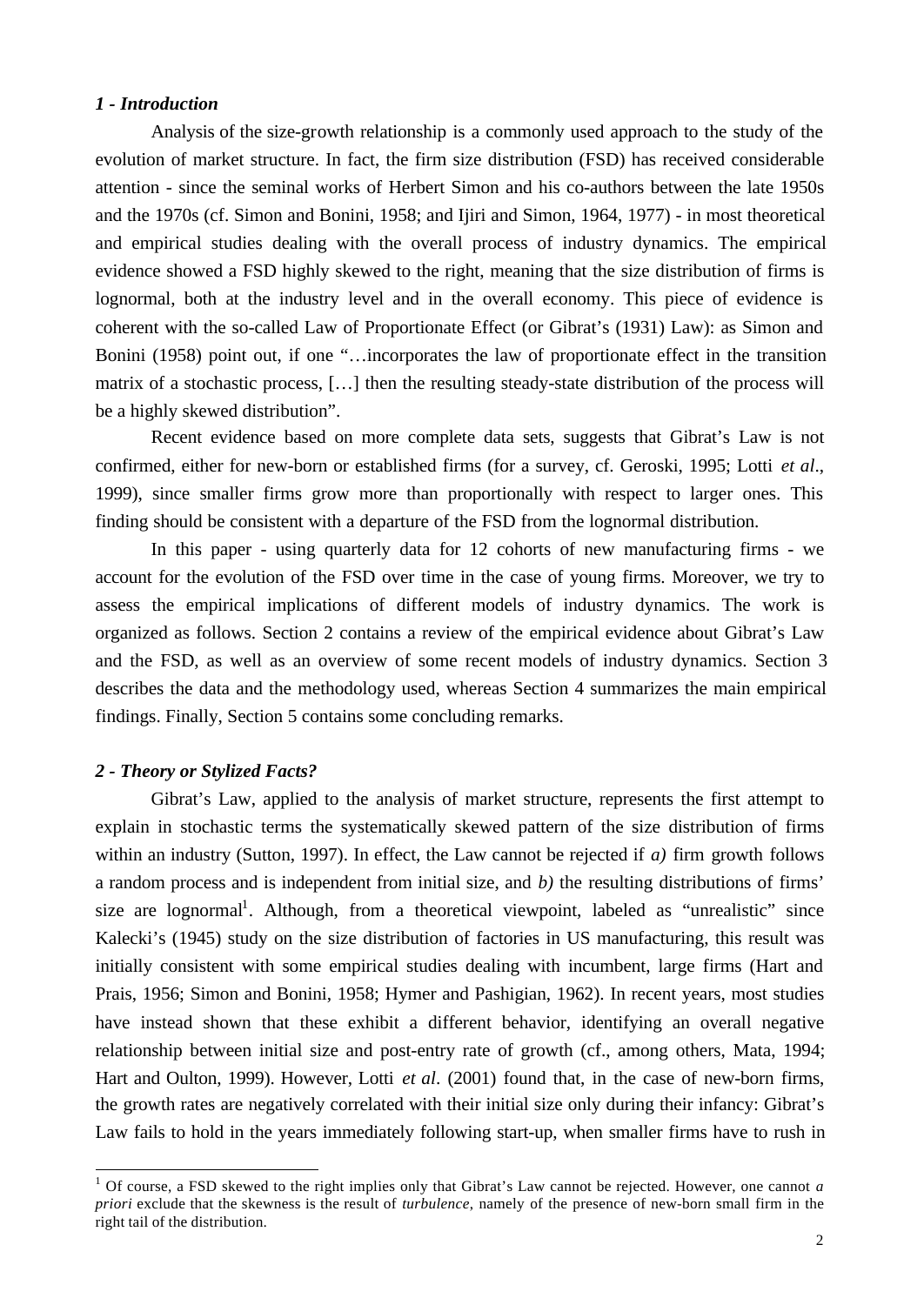### *1 - Introduction*

Analysis of the size-growth relationship is a commonly used approach to the study of the evolution of market structure. In fact, the firm size distribution (FSD) has received considerable attention - since the seminal works of Herbert Simon and his co-authors between the late 1950s and the 1970s (cf. Simon and Bonini, 1958; and Ijiri and Simon, 1964, 1977) - in most theoretical and empirical studies dealing with the overall process of industry dynamics. The empirical evidence showed a FSD highly skewed to the right, meaning that the size distribution of firms is lognormal, both at the industry level and in the overall economy. This piece of evidence is coherent with the so-called Law of Proportionate Effect (or Gibrat's (1931) Law): as Simon and Bonini (1958) point out, if one "…incorporates the law of proportionate effect in the transition matrix of a stochastic process, […] then the resulting steady-state distribution of the process will be a highly skewed distribution".

Recent evidence based on more complete data sets, suggests that Gibrat's Law is not confirmed, either for new-born or established firms (for a survey, cf. Geroski, 1995; Lotti *et al*., 1999), since smaller firms grow more than proportionally with respect to larger ones. This finding should be consistent with a departure of the FSD from the lognormal distribution.

In this paper - using quarterly data for 12 cohorts of new manufacturing firms - we account for the evolution of the FSD over time in the case of young firms. Moreover, we try to assess the empirical implications of different models of industry dynamics. The work is organized as follows. Section 2 contains a review of the empirical evidence about Gibrat's Law and the FSD, as well as an overview of some recent models of industry dynamics. Section 3 describes the data and the methodology used, whereas Section 4 summarizes the main empirical findings. Finally, Section 5 contains some concluding remarks.

### *2 - Theory or Stylized Facts?*

Gibrat's Law, applied to the analysis of market structure, represents the first attempt to explain in stochastic terms the systematically skewed pattern of the size distribution of firms within an industry (Sutton, 1997). In effect, the Law cannot be rejected if *a)* firm growth follows a random process and is independent from initial size, and *b)* the resulting distributions of firms' size are lognormal[1]. Although, from a theoretical viewpoint, labeled as "unrealistic" since Kalecki's (1945) study on the size distribution of factories in US manufacturing, this result was initially consistent with some empirical studies dealing with incumbent, large firms (Hart and Prais, 1956; Simon and Bonini, 1958; Hymer and Pashigian, 1962). In recent years, most studies have instead shown that these exhibit a different behavior, identifying an overall negative relationship between initial size and post-entry rate of growth (cf., among others, Mata, 1994; Hart and Oulton, 1999). However, Lotti *et al*. (2001) found that, in the case of new-born firms, the growth rates are negatively correlated with their initial size only during their infancy: Gibrat's Law fails to hold in the years immediately following start-up, when smaller firms have to rush in

[1] Of course, a FSD skewed to the right implies only that Gibrat's Law cannot be rejected. However, one cannot *a priori* exclude that the skewness is the result of *turbulence*, namely of the presence of new-born small firm in the right tail of the distribution.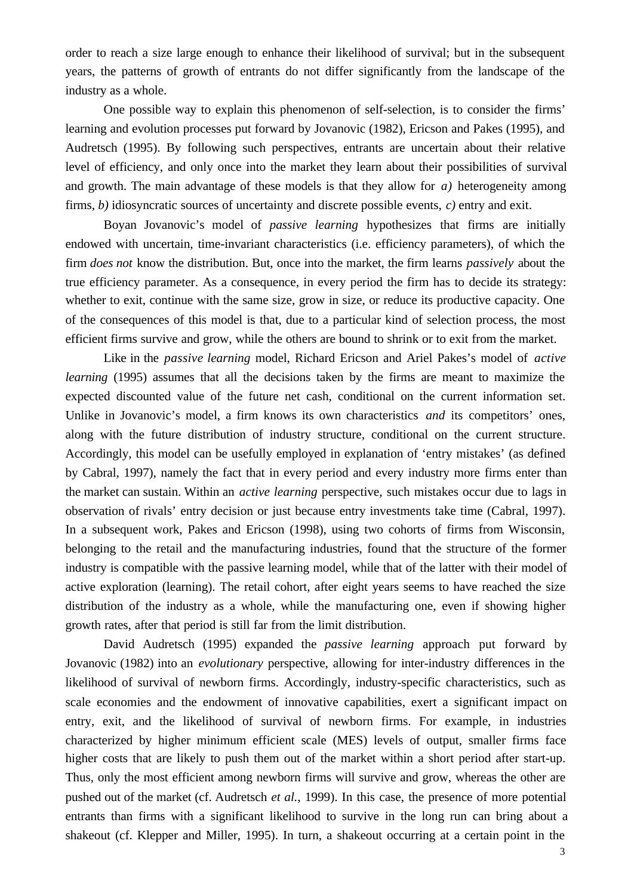order to reach a size large enough to enhance their likelihood of survival; but in the subsequent years, the patterns of growth of entrants do not differ significantly from the landscape of the industry as a whole.

One possible way to explain this phenomenon of self-selection, is to consider the firms' learning and evolution processes put forward by Jovanovic (1982), Ericson and Pakes (1995), and Audretsch (1995). By following such perspectives, entrants are uncertain about their relative level of efficiency, and only once into the market they learn about their possibilities of survival and growth. The main advantage of these models is that they allow for *a)* heterogeneity among firms, *b)* idiosyncratic sources of uncertainty and discrete possible events, *c)* entry and exit.

Boyan Jovanovic's model of *passive learning* hypothesizes that firms are initially endowed with uncertain, time-invariant characteristics (i.e. efficiency parameters), of which the firm *does not* know the distribution. But, once into the market, the firm learns *passively* about the true efficiency parameter. As a consequence, in every period the firm has to decide its strategy: whether to exit, continue with the same size, grow in size, or reduce its productive capacity. One of the consequences of this model is that, due to a particular kind of selection process, the most efficient firms survive and grow, while the others are bound to shrink or to exit from the market.

Like in the *passive learning* model, Richard Ericson and Ariel Pakes's model of *active learning* (1995) assumes that all the decisions taken by the firms are meant to maximize the expected discounted value of the future net cash, conditional on the current information set. Unlike in Jovanovic's model, a firm knows its own characteristics *and* its competitors' ones, along with the future distribution of industry structure, conditional on the current structure. Accordingly, this model can be usefully employed in explanation of 'entry mistakes' (as defined by Cabral, 1997), namely the fact that in every period and every industry more firms enter than the market can sustain. Within an *active learning* perspective, such mistakes occur due to lags in observation of rivals' entry decision or just because entry investments take time (Cabral, 1997). In a subsequent work, Pakes and Ericson (1998), using two cohorts of firms from Wisconsin, belonging to the retail and the manufacturing industries, found that the structure of the former industry is compatible with the passive learning model, while that of the latter with their model of active exploration (learning). The retail cohort, after eight years seems to have reached the size distribution of the industry as a whole, while the manufacturing one, even if showing higher growth rates, after that period is still far from the limit distribution.

David Audretsch (1995) expanded the *passive learning* approach put forward by Jovanovic (1982) into an *evolutionary* perspective, allowing for inter-industry differences in the likelihood of survival of newborn firms. Accordingly, industry-specific characteristics, such as scale economies and the endowment of innovative capabilities, exert a significant impact on entry, exit, and the likelihood of survival of newborn firms. For example, in industries characterized by higher minimum efficient scale (MES) levels of output, smaller firms face higher costs that are likely to push them out of the market within a short period after start-up. Thus, only the most efficient among newborn firms will survive and grow, whereas the other are pushed out of the market (cf. Audretsch *et al.*, 1999). In this case, the presence of more potential entrants than firms with a significant likelihood to survive in the long run can bring about a shakeout (cf. Klepper and Miller, 1995). In turn, a shakeout occurring at a certain point in the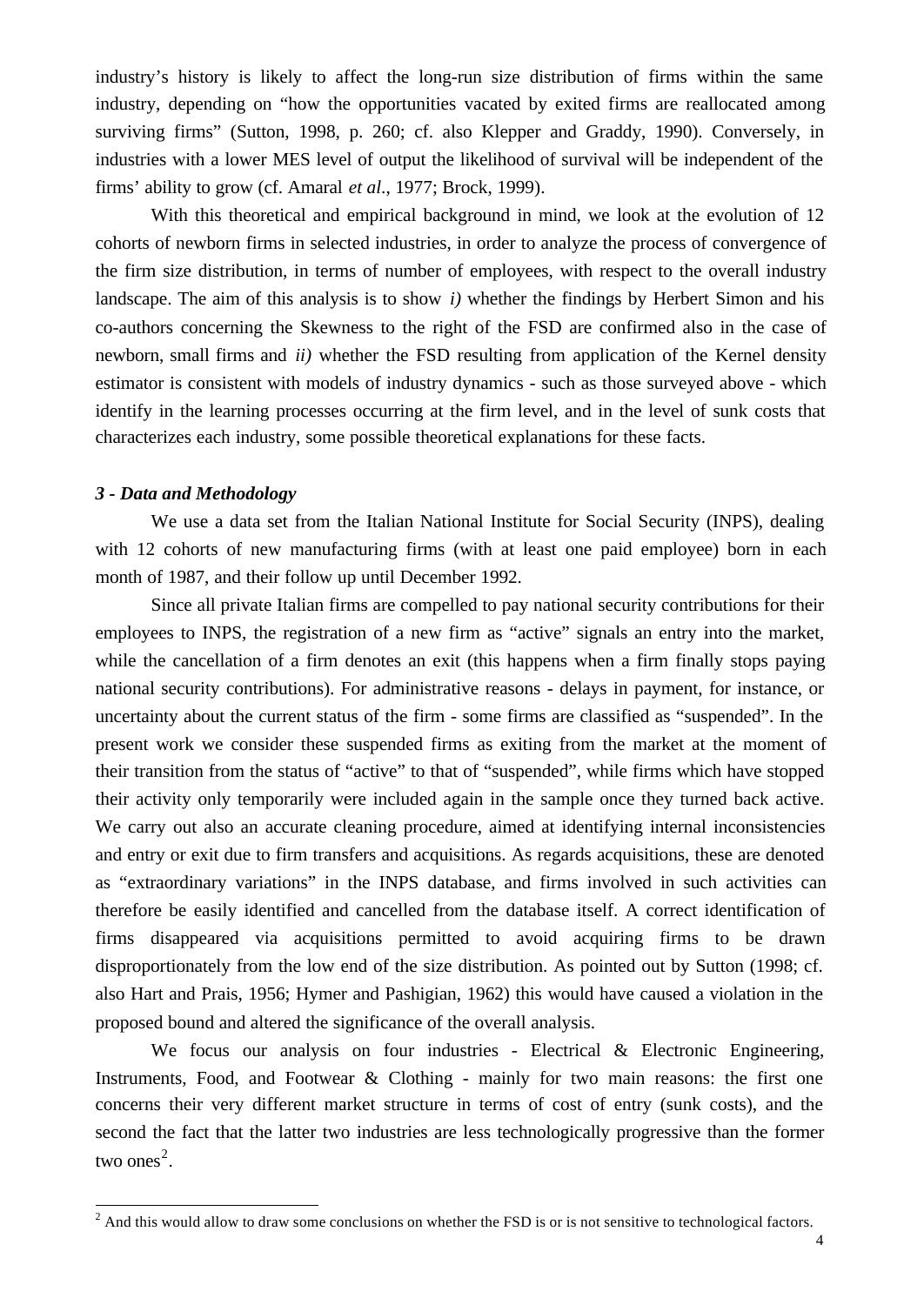industry's history is likely to affect the long-run size distribution of firms within the same industry, depending on "how the opportunities vacated by exited firms are reallocated among surviving firms" (Sutton, 1998, p. 260; cf. also Klepper and Graddy, 1990). Conversely, in industries with a lower MES level of output the likelihood of survival will be independent of the firms' ability to grow (cf. Amaral *et al*., 1977; Brock, 1999).

With this theoretical and empirical background in mind, we look at the evolution of 12 cohorts of newborn firms in selected industries, in order to analyze the process of convergence of the firm size distribution, in terms of number of employees, with respect to the overall industry landscape. The aim of this analysis is to show *i)* whether the findings by Herbert Simon and his co-authors concerning the Skewness to the right of the FSD are confirmed also in the case of newborn, small firms and *ii)* whether the FSD resulting from application of the Kernel density estimator is consistent with models of industry dynamics - such as those surveyed above - which identify in the learning processes occurring at the firm level, and in the level of sunk costs that characterizes each industry, some possible theoretical explanations for these facts.

### *3 - Data and Methodology*

We use a data set from the Italian National Institute for Social Security (INPS), dealing with 12 cohorts of new manufacturing firms (with at least one paid employee) born in each month of 1987, and their follow up until December 1992.

Since all private Italian firms are compelled to pay national security contributions for their employees to INPS, the registration of a new firm as "active" signals an entry into the market, while the cancellation of a firm denotes an exit (this happens when a firm finally stops paying national security contributions). For administrative reasons - delays in payment, for instance, or uncertainty about the current status of the firm - some firms are classified as "suspended". In the present work we consider these suspended firms as exiting from the market at the moment of their transition from the status of "active" to that of "suspended", while firms which have stopped their activity only temporarily were included again in the sample once they turned back active. We carry out also an accurate cleaning procedure, aimed at identifying internal inconsistencies and entry or exit due to firm transfers and acquisitions. As regards acquisitions, these are denoted as "extraordinary variations" in the INPS database, and firms involved in such activities can therefore be easily identified and cancelled from the database itself. A correct identification of firms disappeared via acquisitions permitted to avoid acquiring firms to be drawn disproportionately from the low end of the size distribution. As pointed out by Sutton (1998; cf. also Hart and Prais, 1956; Hymer and Pashigian, 1962) this would have caused a violation in the proposed bound and altered the significance of the overall analysis.

We focus our analysis on four industries - Electrical & Electronic Engineering, Instruments, Food, and Footwear & Clothing - mainly for two main reasons: the first one concerns their very different market structure in terms of cost of entry (sunk costs), and the second the fact that the latter two industries are less technologically progressive than the former two ones[2].

[2] And this would allow to draw some conclusions on whether the FSD is or is not sensitive to technological factors.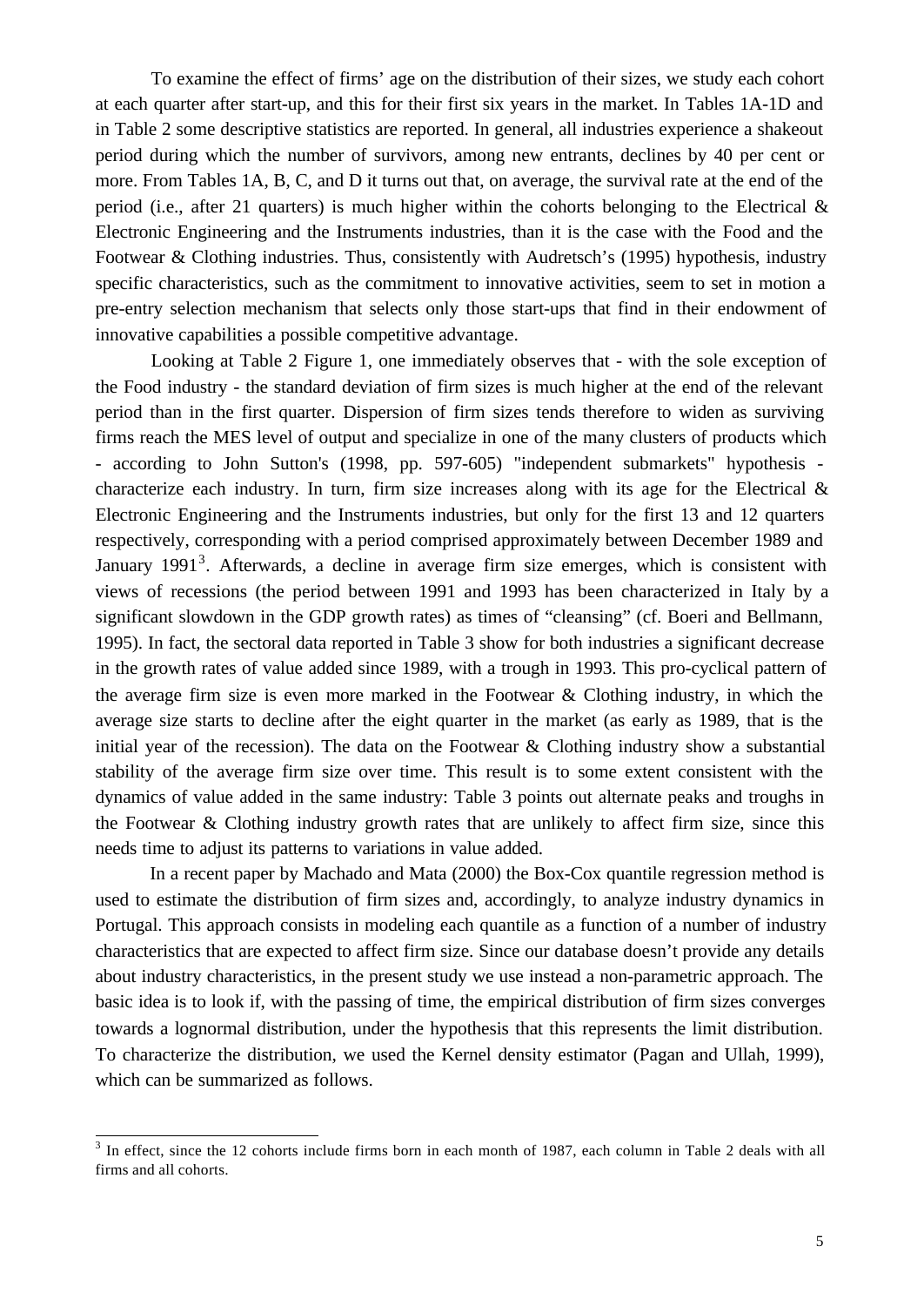To examine the effect of firms' age on the distribution of their sizes, we study each cohort at each quarter after start-up, and this for their first six years in the market. In Tables 1A-1D and in Table 2 some descriptive statistics are reported. In general, all industries experience a shakeout period during which the number of survivors, among new entrants, declines by 40 per cent or more. From Tables 1A, B, C, and D it turns out that, on average, the survival rate at the end of the period (i.e., after 21 quarters) is much higher within the cohorts belonging to the Electrical & Electronic Engineering and the Instruments industries, than it is the case with the Food and the Footwear & Clothing industries. Thus, consistently with Audretsch's (1995) hypothesis, industry specific characteristics, such as the commitment to innovative activities, seem to set in motion a pre-entry selection mechanism that selects only those start-ups that find in their endowment of innovative capabilities a possible competitive advantage.

Looking at Table 2 Figure 1, one immediately observes that - with the sole exception of the Food industry - the standard deviation of firm sizes is much higher at the end of the relevant period than in the first quarter. Dispersion of firm sizes tends therefore to widen as surviving firms reach the MES level of output and specialize in one of the many clusters of products which - according to John Sutton's (1998, pp. 597-605) "independent submarkets" hypothesis - characterize each industry. In turn, firm size increases along with its age for the Electrical & Electronic Engineering and the Instruments industries, but only for the first 13 and 12 quarters respectively, corresponding with a period comprised approximately between December 1989 and January 1991[3]. Afterwards, a decline in average firm size emerges, which is consistent with views of recessions (the period between 1991 and 1993 has been characterized in Italy by a significant slowdown in the GDP growth rates) as times of "cleansing" (cf. Boeri and Bellmann, 1995). In fact, the sectoral data reported in Table 3 show for both industries a significant decrease in the growth rates of value added since 1989, with a trough in 1993. This pro-cyclical pattern of the average firm size is even more marked in the Footwear & Clothing industry, in which the average size starts to decline after the eight quarter in the market (as early as 1989, that is the initial year of the recession). The data on the Footwear & Clothing industry show a substantial stability of the average firm size over time. This result is to some extent consistent with the dynamics of value added in the same industry: Table 3 points out alternate peaks and troughs in the Footwear & Clothing industry growth rates that are unlikely to affect firm size, since this needs time to adjust its patterns to variations in value added.

In a recent paper by Machado and Mata (2000) the Box-Cox quantile regression method is used to estimate the distribution of firm sizes and, accordingly, to analyze industry dynamics in Portugal. This approach consists in modeling each quantile as a function of a number of industry characteristics that are expected to affect firm size. Since our database doesn't provide any details about industry characteristics, in the present study we use instead a non-parametric approach. The basic idea is to look if, with the passing of time, the empirical distribution of firm sizes converges towards a lognormal distribution, under the hypothesis that this represents the limit distribution. To characterize the distribution, we used the Kernel density estimator (Pagan and Ullah, 1999), which can be summarized as follows.

[3] In effect, since the 12 cohorts include firms born in each month of 1987, each column in Table 2 deals with all firms and all cohorts.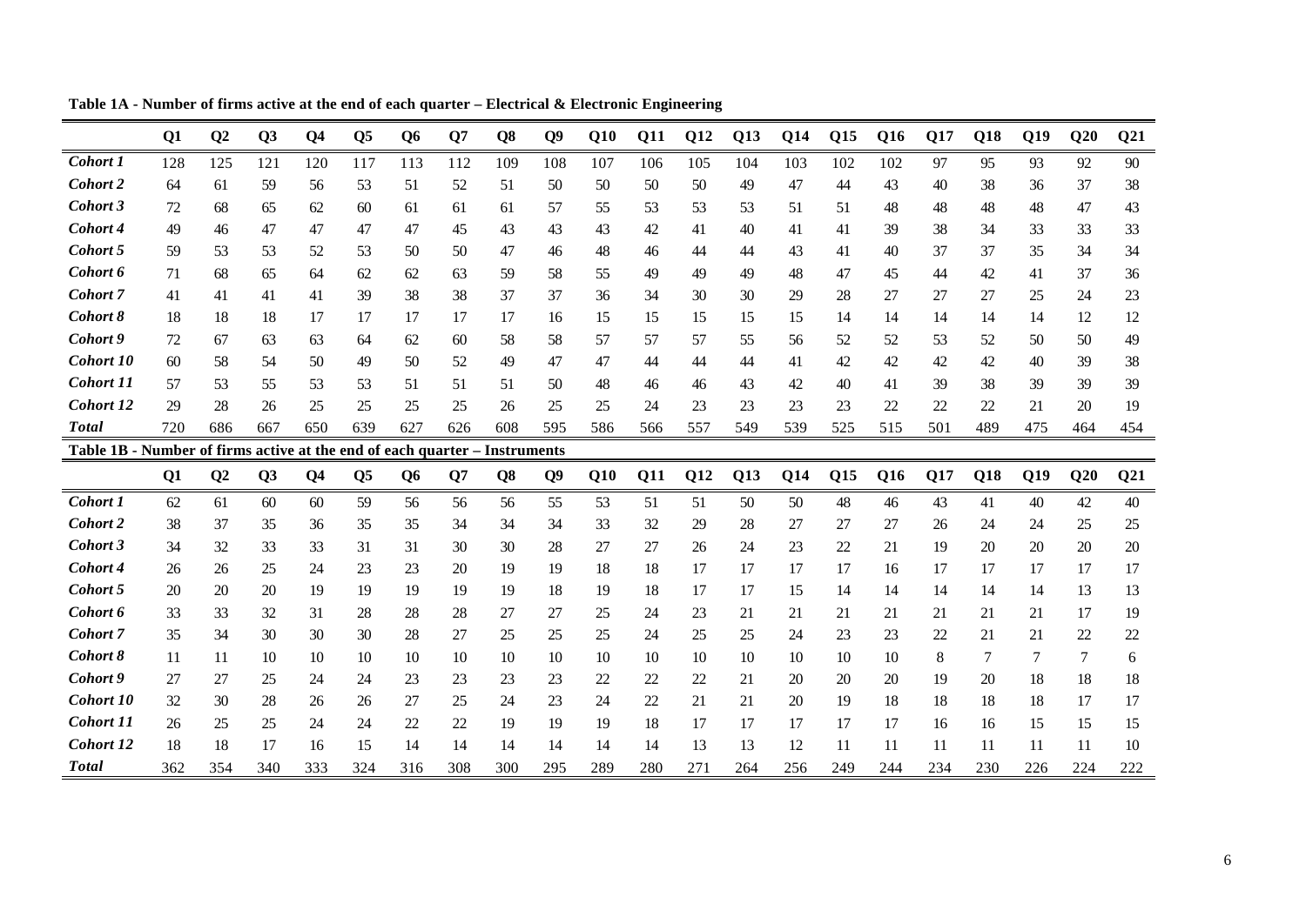**Table 1A - Number of firms active at the end of each quarter – Electrical & Electronic Engineering**

| | Q1 | Q2 | Q3 | Q4 | Q5 | Q6 | Q7 | Q8 | Q9 | Q10 | Q11 | Q12 | Q13 | Q14 | Q15 | Q16 | Q17 | Q18 | Q19 | Q20 | Q21 |
|---|---|---|---|---|---|---|---|---|---|---|---|---|---|---|---|---|---|---|---|---|---|
| *Cohort 1* | 128 | 125 | 121 | 120 | 117 | 113 | 112 | 109 | 108 | 107 | 106 | 105 | 104 | 103 | 102 | 102 | 97 | 95 | 93 | 92 | 90 |
| *Cohort 2* | 64 | 61 | 59 | 56 | 53 | 51 | 52 | 51 | 50 | 50 | 50 | 50 | 49 | 47 | 44 | 43 | 40 | 38 | 36 | 37 | 38 |
| *Cohort 3* | 72 | 68 | 65 | 62 | 60 | 61 | 61 | 61 | 57 | 55 | 53 | 53 | 53 | 51 | 51 | 48 | 48 | 48 | 48 | 47 | 43 |
| *Cohort 4* | 49 | 46 | 47 | 47 | 47 | 47 | 45 | 43 | 43 | 43 | 42 | 41 | 40 | 41 | 41 | 39 | 38 | 34 | 33 | 33 | 33 |
| *Cohort 5* | 59 | 53 | 53 | 52 | 53 | 50 | 50 | 47 | 46 | 48 | 46 | 44 | 44 | 43 | 41 | 40 | 37 | 37 | 35 | 34 | 34 |
| *Cohort 6* | 71 | 68 | 65 | 64 | 62 | 62 | 63 | 59 | 58 | 55 | 49 | 49 | 49 | 48 | 47 | 45 | 44 | 42 | 41 | 37 | 36 |
| *Cohort 7* | 41 | 41 | 41 | 41 | 39 | 38 | 38 | 37 | 37 | 36 | 34 | 30 | 30 | 29 | 28 | 27 | 27 | 27 | 25 | 24 | 23 |
| *Cohort 8* | 18 | 18 | 18 | 17 | 17 | 17 | 17 | 17 | 16 | 15 | 15 | 15 | 15 | 15 | 14 | 14 | 14 | 14 | 14 | 12 | 12 |
| *Cohort 9* | 72 | 67 | 63 | 63 | 64 | 62 | 60 | 58 | 58 | 57 | 57 | 57 | 55 | 56 | 52 | 52 | 53 | 52 | 50 | 50 | 49 |
| *Cohort 10* | 60 | 58 | 54 | 50 | 49 | 50 | 52 | 49 | 47 | 47 | 44 | 44 | 44 | 41 | 42 | 42 | 42 | 42 | 40 | 39 | 38 |
| *Cohort 11* | 57 | 53 | 55 | 53 | 53 | 51 | 51 | 51 | 50 | 48 | 46 | 46 | 43 | 42 | 40 | 41 | 39 | 38 | 39 | 39 | 39 |
| *Cohort 12* | 29 | 28 | 26 | 25 | 25 | 25 | 25 | 26 | 25 | 25 | 24 | 23 | 23 | 23 | 23 | 22 | 22 | 22 | 21 | 20 | 19 |
| ***Total*** | 720 | 686 | 667 | 650 | 639 | 627 | 626 | 608 | 595 | 586 | 566 | 557 | 549 | 539 | 525 | 515 | 501 | 489 | 475 | 464 | 454 |

**Table 1B - Number of firms active at the end of each quarter – Instruments**

| | Q1 | Q2 | Q3 | Q4 | Q5 | Q6 | Q7 | Q8 | Q9 | Q10 | Q11 | Q12 | Q13 | Q14 | Q15 | Q16 | Q17 | Q18 | Q19 | Q20 | Q21 |
|---|---|---|---|---|---|---|---|---|---|---|---|---|---|---|---|---|---|---|---|---|---|
| *Cohort 1* | 62 | 61 | 60 | 60 | 59 | 56 | 56 | 56 | 55 | 53 | 51 | 51 | 50 | 50 | 48 | 46 | 43 | 41 | 40 | 42 | 40 |
| *Cohort 2* | 38 | 37 | 35 | 36 | 35 | 35 | 34 | 34 | 34 | 33 | 32 | 29 | 28 | 27 | 27 | 27 | 26 | 24 | 24 | 25 | 25 |
| *Cohort 3* | 34 | 32 | 33 | 33 | 31 | 31 | 30 | 30 | 28 | 27 | 27 | 26 | 24 | 23 | 22 | 21 | 19 | 20 | 20 | 20 | 20 |
| *Cohort 4* | 26 | 26 | 25 | 24 | 23 | 23 | 20 | 19 | 19 | 18 | 18 | 17 | 17 | 17 | 17 | 16 | 17 | 17 | 17 | 17 | 17 |
| *Cohort 5* | 20 | 20 | 20 | 19 | 19 | 19 | 19 | 19 | 18 | 19 | 18 | 17 | 17 | 15 | 14 | 14 | 14 | 14 | 14 | 13 | 13 |
| *Cohort 6* | 33 | 33 | 32 | 31 | 28 | 28 | 28 | 27 | 27 | 25 | 24 | 23 | 21 | 21 | 21 | 21 | 21 | 21 | 21 | 17 | 19 |
| *Cohort 7* | 35 | 34 | 30 | 30 | 30 | 28 | 27 | 25 | 25 | 25 | 24 | 25 | 25 | 24 | 23 | 23 | 22 | 21 | 21 | 22 | 22 |
| *Cohort 8* | 11 | 11 | 10 | 10 | 10 | 10 | 10 | 10 | 10 | 10 | 10 | 10 | 10 | 10 | 10 | 10 | 8 | 7 | 7 | 7 | 6 |
| *Cohort 9* | 27 | 27 | 25 | 24 | 24 | 23 | 23 | 23 | 23 | 22 | 22 | 22 | 21 | 20 | 20 | 20 | 19 | 20 | 18 | 18 | 18 |
| *Cohort 10* | 32 | 30 | 28 | 26 | 26 | 27 | 25 | 24 | 23 | 24 | 22 | 21 | 21 | 20 | 19 | 18 | 18 | 18 | 18 | 17 | 17 |
| *Cohort 11* | 26 | 25 | 25 | 24 | 24 | 22 | 22 | 19 | 19 | 19 | 18 | 17 | 17 | 17 | 17 | 17 | 16 | 16 | 15 | 15 | 15 |
| *Cohort 12* | 18 | 18 | 17 | 16 | 15 | 14 | 14 | 14 | 14 | 14 | 14 | 13 | 13 | 12 | 11 | 11 | 11 | 11 | 11 | 11 | 10 |
| ***Total*** | 362 | 354 | 340 | 333 | 324 | 316 | 308 | 300 | 295 | 289 | 280 | 271 | 264 | 256 | 249 | 244 | 234 | 230 | 226 | 224 | 222 |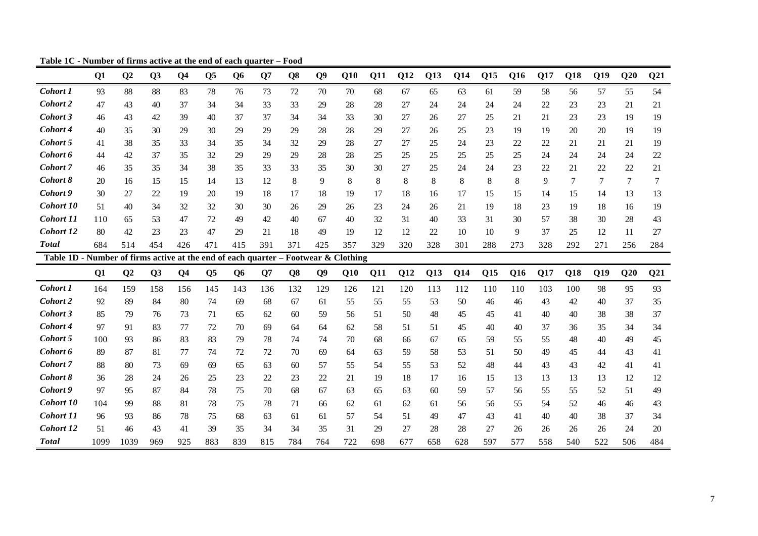**Table 1C - Number of firms active at the end of each quarter – Food**

| | Q1 | Q2 | Q3 | Q4 | Q5 | Q6 | Q7 | Q8 | Q9 | Q10 | Q11 | Q12 | Q13 | Q14 | Q15 | Q16 | Q17 | Q18 | Q19 | Q20 | Q21 |
|---|---|---|---|---|---|---|---|---|---|---|---|---|---|---|---|---|---|---|---|---|---|
| *Cohort 1* | 93 | 88 | 88 | 83 | 78 | 76 | 73 | 72 | 70 | 70 | 68 | 67 | 65 | 63 | 61 | 59 | 58 | 56 | 57 | 55 | 54 |
| *Cohort 2* | 47 | 43 | 40 | 37 | 34 | 34 | 33 | 33 | 29 | 28 | 28 | 27 | 24 | 24 | 24 | 24 | 22 | 23 | 23 | 21 | 21 |
| *Cohort 3* | 46 | 43 | 42 | 39 | 40 | 37 | 37 | 34 | 34 | 33 | 30 | 27 | 26 | 27 | 25 | 21 | 21 | 23 | 23 | 19 | 19 |
| *Cohort 4* | 40 | 35 | 30 | 29 | 30 | 29 | 29 | 29 | 28 | 28 | 29 | 27 | 26 | 25 | 23 | 19 | 19 | 20 | 20 | 19 | 19 |
| *Cohort 5* | 41 | 38 | 35 | 33 | 34 | 35 | 34 | 32 | 29 | 28 | 27 | 27 | 25 | 24 | 23 | 22 | 22 | 21 | 21 | 21 | 19 |
| *Cohort 6* | 44 | 42 | 37 | 35 | 32 | 29 | 29 | 29 | 28 | 28 | 25 | 25 | 25 | 25 | 25 | 25 | 24 | 24 | 24 | 24 | 22 |
| *Cohort 7* | 46 | 35 | 35 | 34 | 38 | 35 | 33 | 33 | 35 | 30 | 30 | 27 | 25 | 24 | 24 | 23 | 22 | 21 | 22 | 22 | 21 |
| *Cohort 8* | 20 | 16 | 15 | 15 | 14 | 13 | 12 | 8 | 9 | 8 | 8 | 8 | 8 | 8 | 8 | 8 | 9 | 7 | 7 | 7 | 7 |
| *Cohort 9* | 30 | 27 | 22 | 19 | 20 | 19 | 18 | 17 | 18 | 19 | 17 | 18 | 16 | 17 | 15 | 15 | 14 | 15 | 14 | 13 | 13 |
| *Cohort 10* | 51 | 40 | 34 | 32 | 32 | 30 | 30 | 26 | 29 | 26 | 23 | 24 | 26 | 21 | 19 | 18 | 23 | 19 | 18 | 16 | 19 |
| *Cohort 11* | 110 | 65 | 53 | 47 | 72 | 49 | 42 | 40 | 67 | 40 | 32 | 31 | 40 | 33 | 31 | 30 | 57 | 38 | 30 | 28 | 43 |
| *Cohort 12* | 80 | 42 | 23 | 23 | 47 | 29 | 21 | 18 | 49 | 19 | 12 | 12 | 22 | 10 | 10 | 9 | 37 | 25 | 12 | 11 | 27 |
| *Total* | 684 | 514 | 454 | 426 | 471 | 415 | 391 | 371 | 425 | 357 | 329 | 320 | 328 | 301 | 288 | 273 | 328 | 292 | 271 | 256 | 284 |

**Table 1D - Number of firms active at the end of each quarter – Footwear & Clothing**

| | Q1 | Q2 | Q3 | Q4 | Q5 | Q6 | Q7 | Q8 | Q9 | Q10 | Q11 | Q12 | Q13 | Q14 | Q15 | Q16 | Q17 | Q18 | Q19 | Q20 | Q21 |
|---|---|---|---|---|---|---|---|---|---|---|---|---|---|---|---|---|---|---|---|---|---|
| *Cohort 1* | 164 | 159 | 158 | 156 | 145 | 143 | 136 | 132 | 129 | 126 | 121 | 120 | 113 | 112 | 110 | 110 | 103 | 100 | 98 | 95 | 93 |
| *Cohort 2* | 92 | 89 | 84 | 80 | 74 | 69 | 68 | 67 | 61 | 55 | 55 | 55 | 53 | 50 | 46 | 46 | 43 | 42 | 40 | 37 | 35 |
| *Cohort 3* | 85 | 79 | 76 | 73 | 71 | 65 | 62 | 60 | 59 | 56 | 51 | 50 | 48 | 45 | 45 | 41 | 40 | 40 | 38 | 38 | 37 |
| *Cohort 4* | 97 | 91 | 83 | 77 | 72 | 70 | 69 | 64 | 64 | 62 | 58 | 51 | 51 | 45 | 40 | 40 | 37 | 36 | 35 | 34 | 34 |
| *Cohort 5* | 100 | 93 | 86 | 83 | 83 | 79 | 78 | 74 | 74 | 70 | 68 | 66 | 67 | 65 | 59 | 55 | 55 | 48 | 40 | 49 | 45 |
| *Cohort 6* | 89 | 87 | 81 | 77 | 74 | 72 | 72 | 70 | 69 | 64 | 63 | 59 | 58 | 53 | 51 | 50 | 49 | 45 | 44 | 43 | 41 |
| *Cohort 7* | 88 | 80 | 73 | 69 | 69 | 65 | 63 | 60 | 57 | 55 | 54 | 55 | 53 | 52 | 48 | 44 | 43 | 43 | 42 | 41 | 41 |
| *Cohort 8* | 36 | 28 | 24 | 26 | 25 | 23 | 22 | 23 | 22 | 21 | 19 | 18 | 17 | 16 | 15 | 13 | 13 | 13 | 13 | 12 | 12 |
| *Cohort 9* | 97 | 95 | 87 | 84 | 78 | 75 | 70 | 68 | 67 | 63 | 65 | 63 | 60 | 59 | 57 | 56 | 55 | 55 | 52 | 51 | 49 |
| *Cohort 10* | 104 | 99 | 88 | 81 | 78 | 75 | 78 | 71 | 66 | 62 | 61 | 62 | 61 | 56 | 56 | 55 | 54 | 52 | 46 | 46 | 43 |
| *Cohort 11* | 96 | 93 | 86 | 78 | 75 | 68 | 63 | 61 | 61 | 57 | 54 | 51 | 49 | 47 | 43 | 41 | 40 | 40 | 38 | 37 | 34 |
| *Cohort 12* | 51 | 46 | 43 | 41 | 39 | 35 | 34 | 34 | 35 | 31 | 29 | 27 | 28 | 28 | 27 | 26 | 26 | 26 | 26 | 24 | 20 |
| *Total* | 1099 | 1039 | 969 | 925 | 883 | 839 | 815 | 784 | 764 | 722 | 698 | 677 | 658 | 628 | 597 | 577 | 558 | 540 | 522 | 506 | 484 |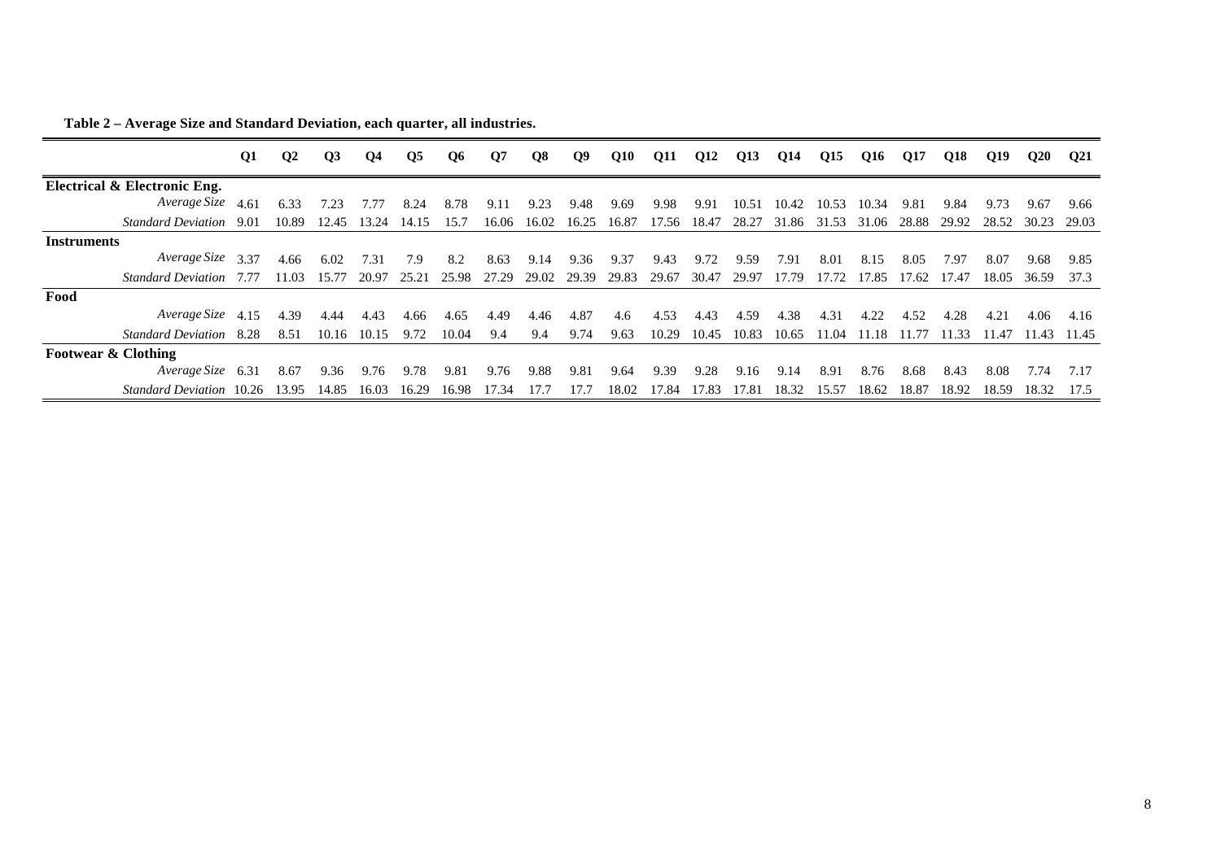**Table 2 – Average Size and Standard Deviation, each quarter, all industries.**

| | Q1 | Q2 | Q3 | Q4 | Q5 | Q6 | Q7 | Q8 | Q9 | Q10 | Q11 | Q12 | Q13 | Q14 | Q15 | Q16 | Q17 | Q18 | Q19 | Q20 | Q21 |
|---|---|---|---|---|---|---|---|---|---|---|---|---|---|---|---|---|---|---|---|---|---|
| **Electrical & Electronic Eng.** | | | | | | | | | | | | | | | | | | | | | |
| *Average Size* | 4.61 | 6.33 | 7.23 | 7.77 | 8.24 | 8.78 | 9.11 | 9.23 | 9.48 | 9.69 | 9.98 | 9.91 | 10.51 | 10.42 | 10.53 | 10.34 | 9.81 | 9.84 | 9.73 | 9.67 | 9.66 |
| *Standard Deviation* | 9.01 | 10.89 | 12.45 | 13.24 | 14.15 | 15.7 | 16.06 | 16.02 | 16.25 | 16.87 | 17.56 | 18.47 | 28.27 | 31.86 | 31.53 | 31.06 | 28.88 | 29.92 | 28.52 | 30.23 | 29.03 |
| **Instruments** | | | | | | | | | | | | | | | | | | | | | |
| *Average Size* | 3.37 | 4.66 | 6.02 | 7.31 | 7.9 | 8.2 | 8.63 | 9.14 | 9.36 | 9.37 | 9.43 | 9.72 | 9.59 | 7.91 | 8.01 | 8.15 | 8.05 | 7.97 | 8.07 | 9.68 | 9.85 |
| *Standard Deviation* | 7.77 | 11.03 | 15.77 | 20.97 | 25.21 | 25.98 | 27.29 | 29.02 | 29.39 | 29.83 | 29.67 | 30.47 | 29.97 | 17.79 | 17.72 | 17.85 | 17.62 | 17.47 | 18.05 | 36.59 | 37.3 |
| **Food** | | | | | | | | | | | | | | | | | | | | | |
| *Average Size* | 4.15 | 4.39 | 4.44 | 4.43 | 4.66 | 4.65 | 4.49 | 4.46 | 4.87 | 4.6 | 4.53 | 4.43 | 4.59 | 4.38 | 4.31 | 4.22 | 4.52 | 4.28 | 4.21 | 4.06 | 4.16 |
| *Standard Deviation* | 8.28 | 8.51 | 10.16 | 10.15 | 9.72 | 10.04 | 9.4 | 9.4 | 9.74 | 9.63 | 10.29 | 10.45 | 10.83 | 10.65 | 11.04 | 11.18 | 11.77 | 11.33 | 11.47 | 11.43 | 11.45 |
| **Footwear & Clothing** | | | | | | | | | | | | | | | | | | | | | |
| *Average Size* | 6.31 | 8.67 | 9.36 | 9.76 | 9.78 | 9.81 | 9.76 | 9.88 | 9.81 | 9.64 | 9.39 | 9.28 | 9.16 | 9.14 | 8.91 | 8.76 | 8.68 | 8.43 | 8.08 | 7.74 | 7.17 |
| *Standard Deviation* | 10.26 | 13.95 | 14.85 | 16.03 | 16.29 | 16.98 | 17.34 | 17.7 | 17.7 | 18.02 | 17.84 | 17.83 | 17.81 | 18.32 | 15.57 | 18.62 | 18.87 | 18.92 | 18.59 | 18.32 | 17.5 |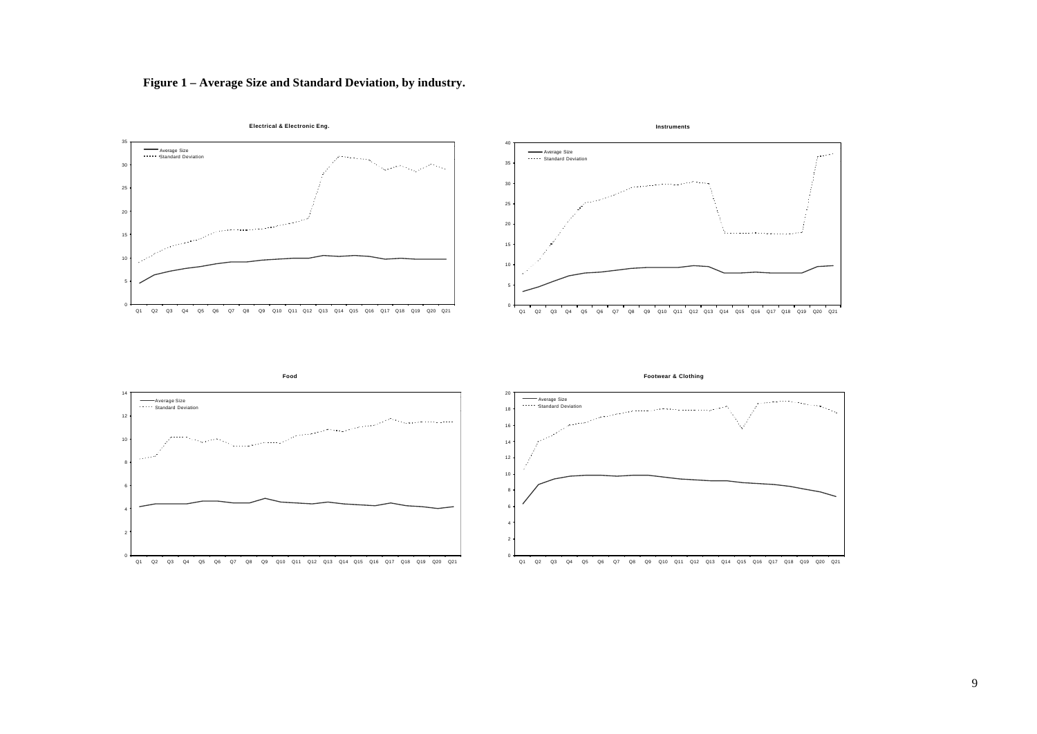**Figure 1 – Average Size and Standard Deviation, by industry.**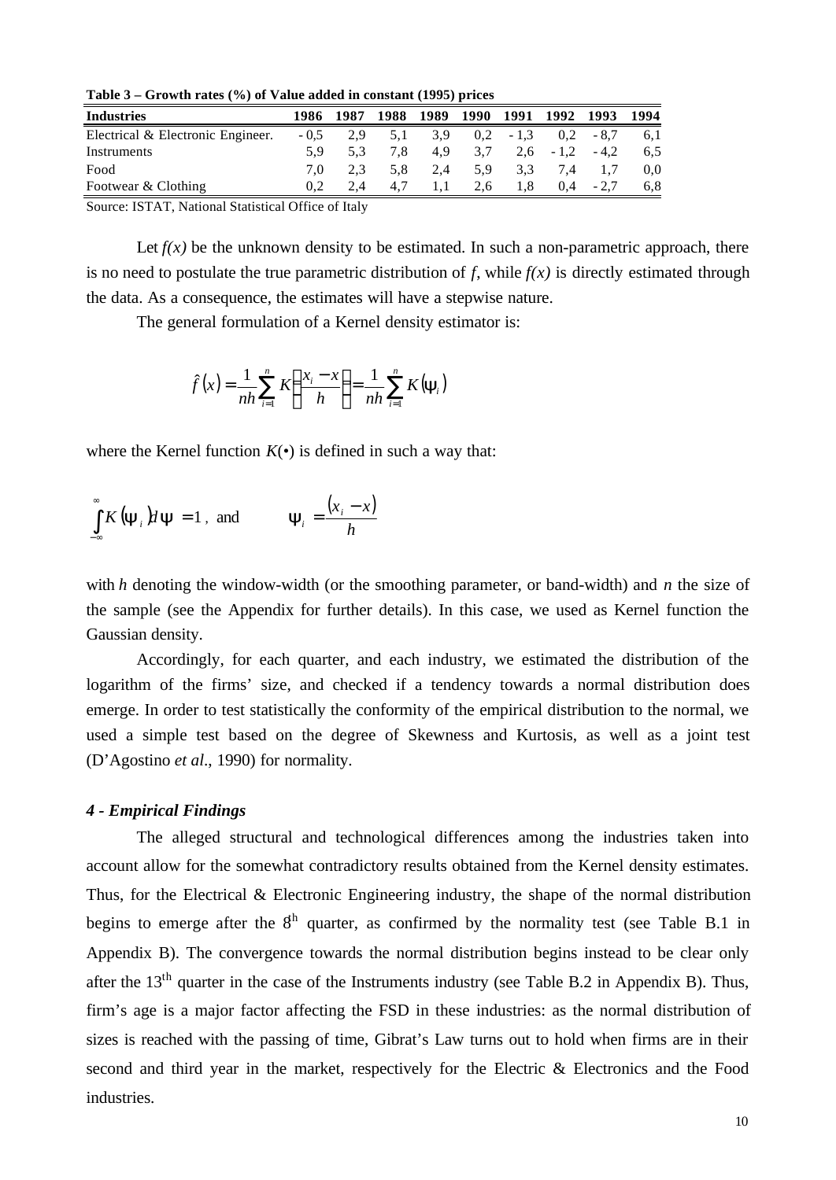**Table 3 – Growth rates (%) of Value added in constant (1995) prices**

| Industries | 1986 | 1987 | 1988 | 1989 | 1990 | 1991 | 1992 | 1993 | 1994 |
|---|---|---|---|---|---|---|---|---|---|
| Electrical & Electronic Engineer. | - 0,5 | 2,9 | 5,1 | 3,9 | 0,2 | - 1,3 | 0,2 | - 8,7 | 6,1 |
| Instruments | 5,9 | 5,3 | 7,8 | 4,9 | 3,7 | 2,6 | - 1,2 | - 4,2 | 6,5 |
| Food | 7,0 | 2,3 | 5,8 | 2,4 | 5,9 | 3,3 | 7,4 | 1,7 | 0,0 |
| Footwear & Clothing | 0,2 | 2,4 | 4,7 | 1,1 | 2,6 | 1,8 | 0,4 | - 2,7 | 6,8 |

Source: ISTAT, National Statistical Office of Italy

Let $f(x)$ be the unknown density to be estimated. In such a non-parametric approach, there is no need to postulate the true parametric distribution of $f$, while $f(x)$ is directly estimated through the data. As a consequence, the estimates will have a stepwise nature.

The general formulation of a Kernel density estimator is:

$$\hat{f}(x) = \frac{1}{nh}\sum_{i=1}^{n} K\left(\frac{x_i - x}{h}\right) = \frac{1}{nh}\sum_{i=1}^{n} K(\psi_i)$$

where the Kernel function $K(\bullet)$ is defined in such a way that:

$$\int_{-\infty}^{\infty} K(\psi_i)d\psi = 1 \text{, and} \qquad \psi_i = \frac{(x_i - x)}{h}$$

with $h$ denoting the window-width (or the smoothing parameter, or band-width) and $n$ the size of the sample (see the Appendix for further details). In this case, we used as Kernel function the Gaussian density.

Accordingly, for each quarter, and each industry, we estimated the distribution of the logarithm of the firms' size, and checked if a tendency towards a normal distribution does emerge. In order to test statistically the conformity of the empirical distribution to the normal, we used a simple test based on the degree of Skewness and Kurtosis, as well as a joint test (D'Agostino *et al*., 1990) for normality.

### *4 - Empirical Findings*

The alleged structural and technological differences among the industries taken into account allow for the somewhat contradictory results obtained from the Kernel density estimates. Thus, for the Electrical & Electronic Engineering industry, the shape of the normal distribution begins to emerge after the 8<sup>h</sup> quarter, as confirmed by the normality test (see Table B.1 in Appendix B). The convergence towards the normal distribution begins instead to be clear only after the 13<sup>th</sup> quarter in the case of the Instruments industry (see Table B.2 in Appendix B). Thus, firm's age is a major factor affecting the FSD in these industries: as the normal distribution of sizes is reached with the passing of time, Gibrat's Law turns out to hold when firms are in their second and third year in the market, respectively for the Electric & Electronics and the Food industries.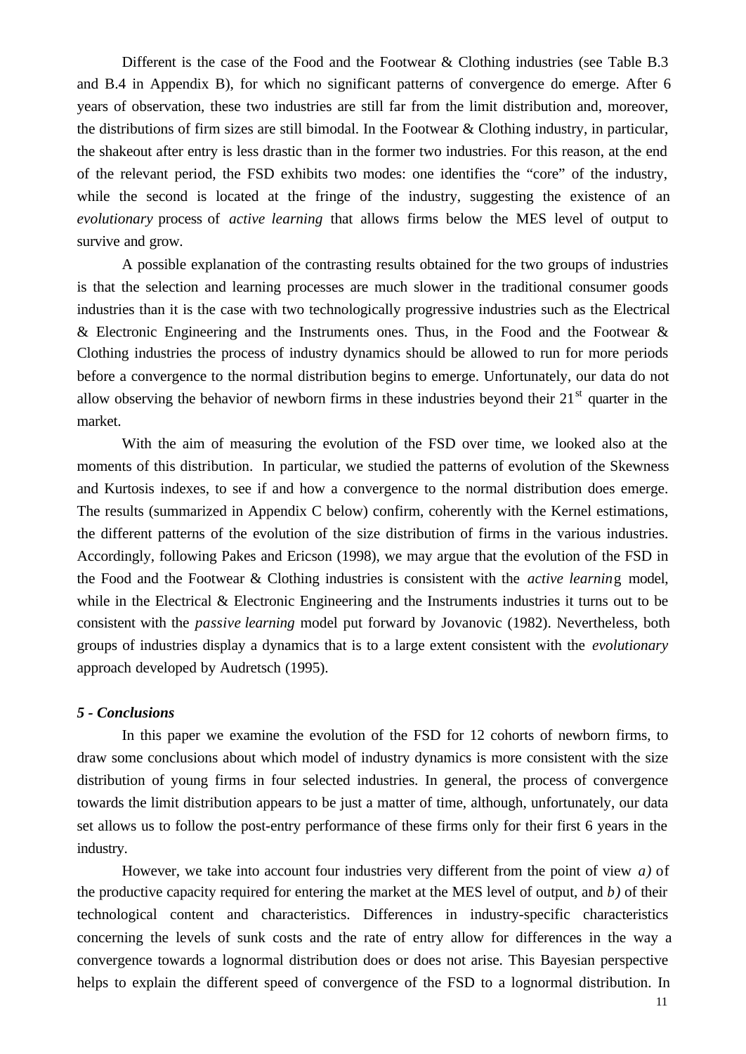Different is the case of the Food and the Footwear & Clothing industries (see Table B.3 and B.4 in Appendix B), for which no significant patterns of convergence do emerge. After 6 years of observation, these two industries are still far from the limit distribution and, moreover, the distributions of firm sizes are still bimodal. In the Footwear & Clothing industry, in particular, the shakeout after entry is less drastic than in the former two industries. For this reason, at the end of the relevant period, the FSD exhibits two modes: one identifies the "core" of the industry, while the second is located at the fringe of the industry, suggesting the existence of an *evolutionary* process of *active learning* that allows firms below the MES level of output to survive and grow.

A possible explanation of the contrasting results obtained for the two groups of industries is that the selection and learning processes are much slower in the traditional consumer goods industries than it is the case with two technologically progressive industries such as the Electrical & Electronic Engineering and the Instruments ones. Thus, in the Food and the Footwear & Clothing industries the process of industry dynamics should be allowed to run for more periods before a convergence to the normal distribution begins to emerge. Unfortunately, our data do not allow observing the behavior of newborn firms in these industries beyond their 21st quarter in the market.

With the aim of measuring the evolution of the FSD over time, we looked also at the moments of this distribution. In particular, we studied the patterns of evolution of the Skewness and Kurtosis indexes, to see if and how a convergence to the normal distribution does emerge. The results (summarized in Appendix C below) confirm, coherently with the Kernel estimations, the different patterns of the evolution of the size distribution of firms in the various industries. Accordingly, following Pakes and Ericson (1998), we may argue that the evolution of the FSD in the Food and the Footwear & Clothing industries is consistent with the *active learning* model, while in the Electrical & Electronic Engineering and the Instruments industries it turns out to be consistent with the *passive learning* model put forward by Jovanovic (1982). Nevertheless, both groups of industries display a dynamics that is to a large extent consistent with the *evolutionary* approach developed by Audretsch (1995).

### *5 - Conclusions*

In this paper we examine the evolution of the FSD for 12 cohorts of newborn firms, to draw some conclusions about which model of industry dynamics is more consistent with the size distribution of young firms in four selected industries. In general, the process of convergence towards the limit distribution appears to be just a matter of time, although, unfortunately, our data set allows us to follow the post-entry performance of these firms only for their first 6 years in the industry.

However, we take into account four industries very different from the point of view *a)* of the productive capacity required for entering the market at the MES level of output, and *b)* of their technological content and characteristics. Differences in industry-specific characteristics concerning the levels of sunk costs and the rate of entry allow for differences in the way a convergence towards a lognormal distribution does or does not arise. This Bayesian perspective helps to explain the different speed of convergence of the FSD to a lognormal distribution. In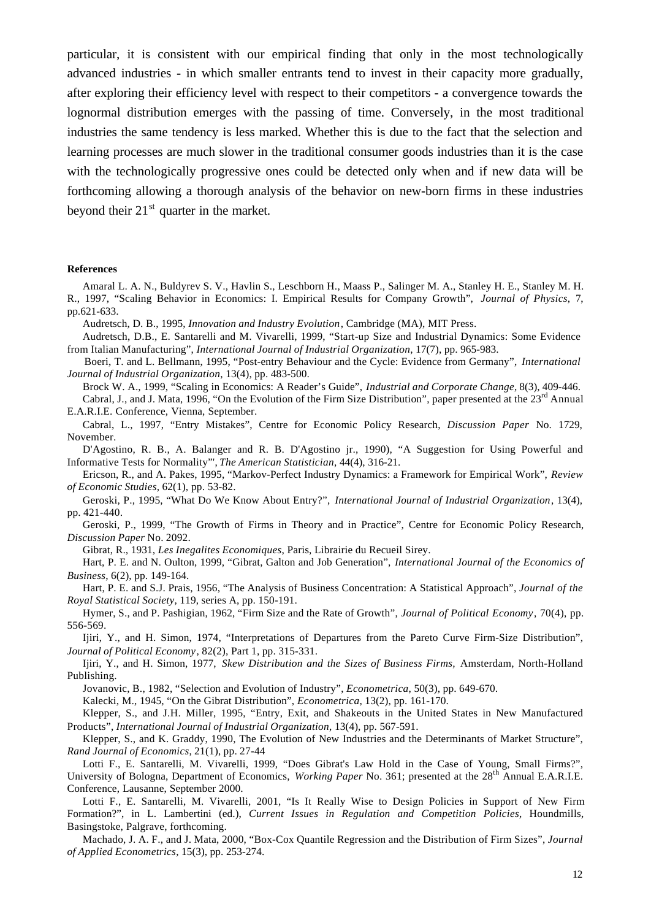particular, it is consistent with our empirical finding that only in the most technologically advanced industries - in which smaller entrants tend to invest in their capacity more gradually, after exploring their efficiency level with respect to their competitors - a convergence towards the lognormal distribution emerges with the passing of time. Conversely, in the most traditional industries the same tendency is less marked. Whether this is due to the fact that the selection and learning processes are much slower in the traditional consumer goods industries than it is the case with the technologically progressive ones could be detected only when and if new data will be forthcoming allowing a thorough analysis of the behavior on new-born firms in these industries beyond their 21st quarter in the market.

**References**

Amaral L. A. N., Buldyrev S. V., Havlin S., Leschborn H., Maass P., Salinger M. A., Stanley H. E., Stanley M. H. R., 1997, "Scaling Behavior in Economics: I. Empirical Results for Company Growth", *Journal of Physics*, 7, pp.621-633.

Audretsch, D. B., 1995, *Innovation and Industry Evolution*, Cambridge (MA), MIT Press.

Audretsch, D.B., E. Santarelli and M. Vivarelli, 1999, "Start-up Size and Industrial Dynamics: Some Evidence from Italian Manufacturing", *International Journal of Industrial Organization*, 17(7), pp. 965-983.

Boeri, T. and L. Bellmann, 1995, "Post-entry Behaviour and the Cycle: Evidence from Germany", *International Journal of Industrial Organization*, 13(4), pp. 483-500.

Brock W. A., 1999, "Scaling in Economics: A Reader's Guide", *Industrial and Corporate Change*, 8(3), 409-446.

Cabral, J., and J. Mata, 1996, "On the Evolution of the Firm Size Distribution", paper presented at the 23rd Annual E.A.R.I.E. Conference, Vienna, September.

Cabral, L., 1997, "Entry Mistakes", Centre for Economic Policy Research, *Discussion Paper* No. 1729, November.

D'Agostino, R. B., A. Balanger and R. B. D'Agostino jr., 1990), "A Suggestion for Using Powerful and Informative Tests for Normality"', *The American Statistician*, 44(4), 316-21.

Ericson, R., and A. Pakes, 1995, "Markov-Perfect Industry Dynamics: a Framework for Empirical Work", *Review of Economic Studies*, 62(1), pp. 53-82.

Geroski, P., 1995, "What Do We Know About Entry?", *International Journal of Industrial Organization*, 13(4), pp. 421-440.

Geroski, P., 1999, "The Growth of Firms in Theory and in Practice", Centre for Economic Policy Research, *Discussion Paper* No. 2092.

Gibrat, R., 1931, *Les Inegalites Economiques*, Paris, Librairie du Recueil Sirey.

Hart, P. E. and N. Oulton, 1999, "Gibrat, Galton and Job Generation", *International Journal of the Economics of Business*, 6(2), pp. 149-164.

Hart, P. E. and S.J. Prais, 1956, "The Analysis of Business Concentration: A Statistical Approach", *Journal of the Royal Statistical Society*, 119, series A, pp. 150-191.

Hymer, S., and P. Pashigian, 1962, "Firm Size and the Rate of Growth", *Journal of Political Economy*, 70(4), pp. 556-569.

Ijiri, Y., and H. Simon, 1974, "Interpretations of Departures from the Pareto Curve Firm-Size Distribution", *Journal of Political Economy*, 82(2), Part 1, pp. 315-331.

Ijiri, Y., and H. Simon, 1977, *Skew Distribution and the Sizes of Business Firms*, Amsterdam, North-Holland Publishing.

Jovanovic, B., 1982, "Selection and Evolution of Industry", *Econometrica*, 50(3), pp. 649-670.

Kalecki, M., 1945, "On the Gibrat Distribution", *Econometrica*, 13(2), pp. 161-170.

Klepper, S., and J.H. Miller, 1995, "Entry, Exit, and Shakeouts in the United States in New Manufactured Products", *International Journal of Industrial Organization*, 13(4), pp. 567-591.

Klepper, S., and K. Graddy, 1990, The Evolution of New Industries and the Determinants of Market Structure", *Rand Journal of Economics*, 21(1), pp. 27-44

Lotti F., E. Santarelli, M. Vivarelli, 1999, "Does Gibrat's Law Hold in the Case of Young, Small Firms?", University of Bologna, Department of Economics, *Working Paper* No. 361; presented at the 28th Annual E.A.R.I.E. Conference, Lausanne, September 2000.

Lotti F., E. Santarelli, M. Vivarelli, 2001, "Is It Really Wise to Design Policies in Support of New Firm Formation?", in L. Lambertini (ed.), *Current Issues in Regulation and Competition Policies*, Houndmills, Basingstoke, Palgrave, forthcoming.

Machado, J. A. F., and J. Mata, 2000, "Box-Cox Quantile Regression and the Distribution of Firm Sizes", *Journal of Applied Econometrics*, 15(3), pp. 253-274.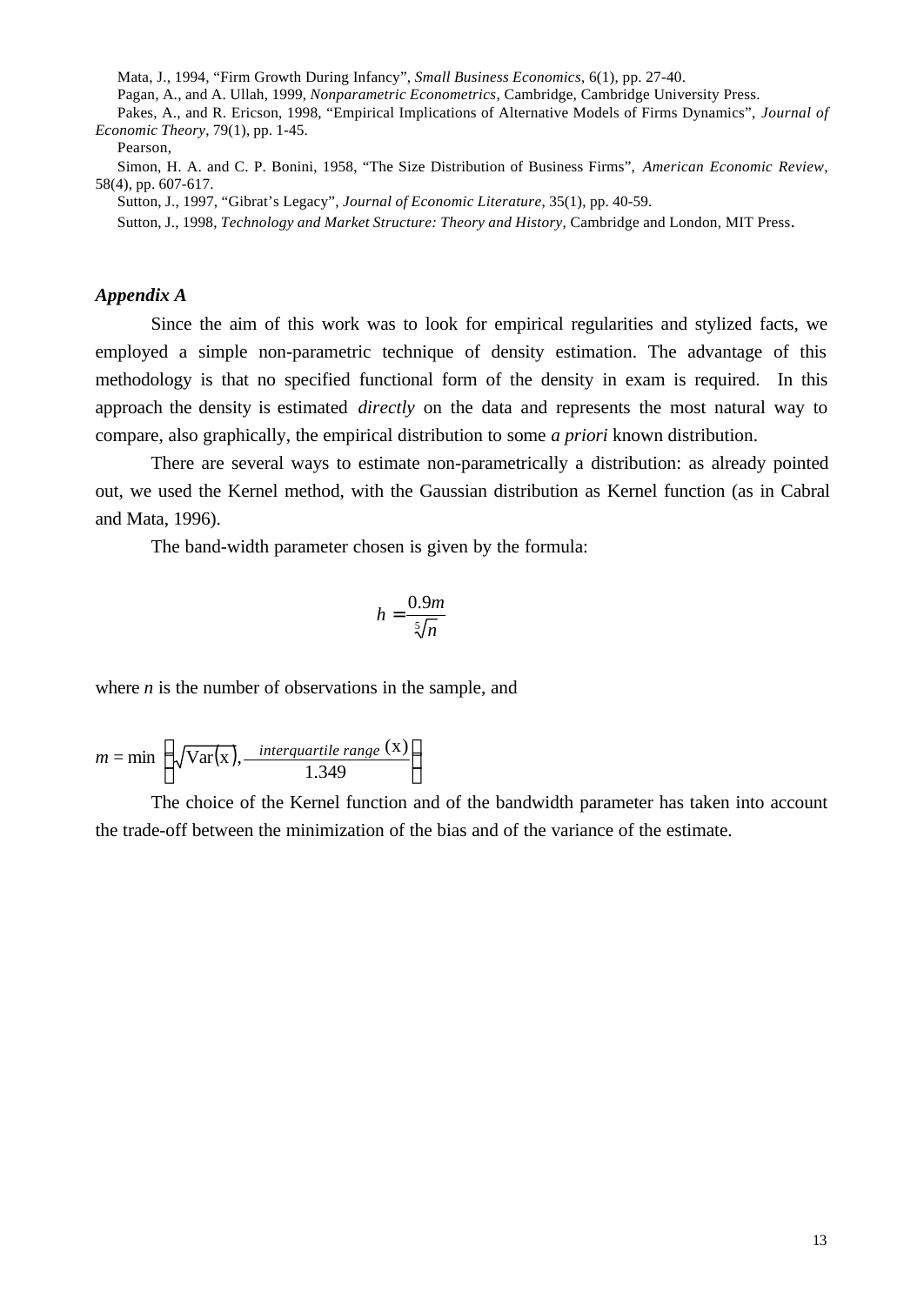Mata, J., 1994, “Firm Growth During Infancy”, *Small Business Economics*, 6(1), pp. 27-40.

Pagan, A., and A. Ullah, 1999, *Nonparametric Econometrics*, Cambridge, Cambridge University Press.

Pakes, A., and R. Ericson, 1998, “Empirical Implications of Alternative Models of Firms Dynamics”, *Journal of Economic Theory*, 79(1), pp. 1-45.

Pearson,

Simon, H. A. and C. P. Bonini, 1958, “The Size Distribution of Business Firms”, *American Economic Review*, 58(4), pp. 607-617.

Sutton, J., 1997, “Gibrat’s Legacy”, *Journal of Economic Literature*, 35(1), pp. 40-59.

Sutton, J., 1998, *Technology and Market Structure: Theory and History*, Cambridge and London, MIT Press.

### *Appendix A*

Since the aim of this work was to look for empirical regularities and stylized facts, we employed a simple non-parametric technique of density estimation. The advantage of this methodology is that no specified functional form of the density in exam is required. In this approach the density is estimated *directly* on the data and represents the most natural way to compare, also graphically, the empirical distribution to some *a priori* known distribution.

There are several ways to estimate non-parametrically a distribution: as already pointed out, we used the Kernel method, with the Gaussian distribution as Kernel function (as in Cabral and Mata, 1996).

The band-width parameter chosen is given by the formula:

$$h = \frac{0.9m}{\sqrt[5]{n}}$$

where $n$ is the number of observations in the sample, and

$$m = \min\left(\sqrt{\mathrm{Var}(x)}, \frac{\textit{interquartile range}\,(x)}{1.349}\right)$$

The choice of the Kernel function and of the bandwidth parameter has taken into account the trade-off between the minimization of the bias and of the variance of the estimate.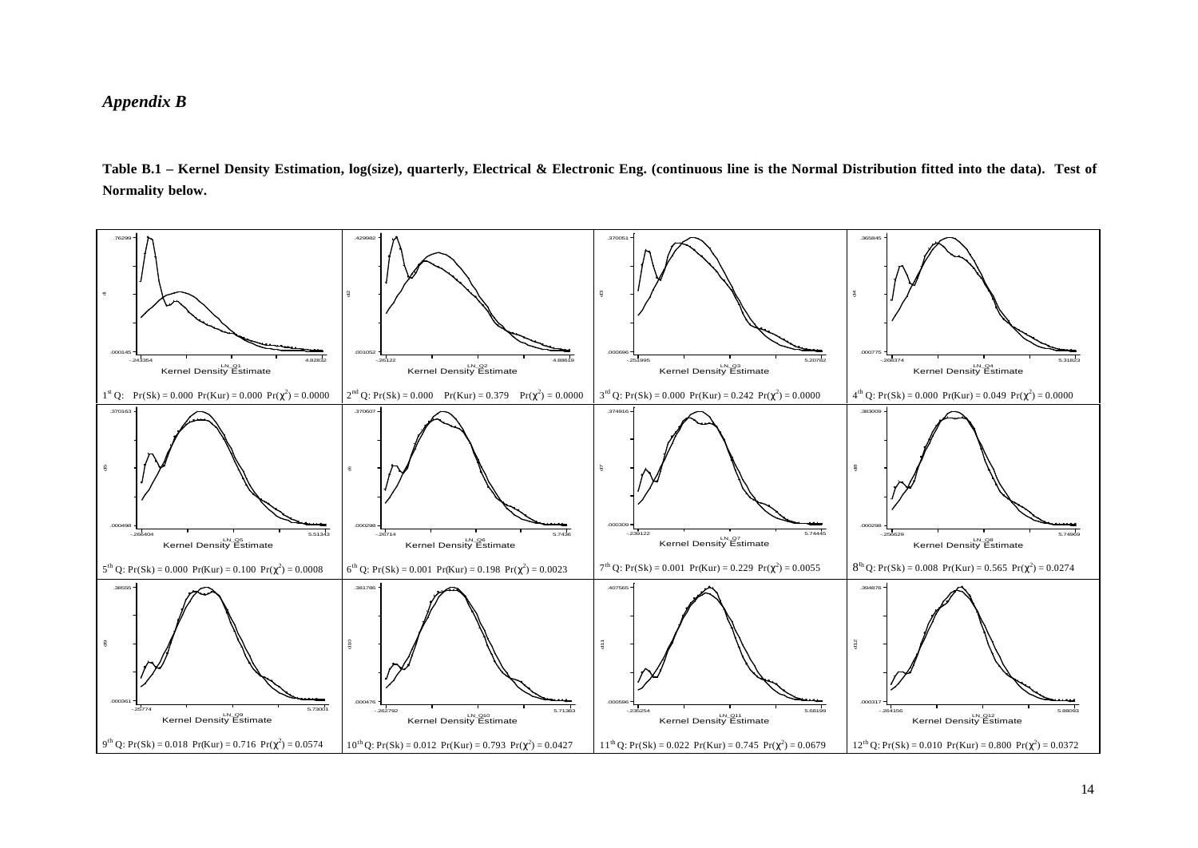## *Appendix B*

**Table B.1 – Kernel Density Estimation, log(size), quarterly, Electrical & Electronic Eng. (continuous line is the Normal Distribution fitted into the data). Test of Normality below.**

| | | | |
|---|---|---|---|
| $1^{st}$ Q: Pr(Sk) = 0.000 Pr(Kur) = 0.000 Pr($\chi^2$) = 0.0000 | $2^{nd}$ Q: Pr(Sk) = 0.000 Pr(Kur) = 0.379 Pr($\chi^2$) = 0.0000 | $3^{rd}$ Q: Pr(Sk) = 0.000 Pr(Kur) = 0.242 Pr($\chi^2$) = 0.0000 | $4^{th}$ Q: Pr(Sk) = 0.000 Pr(Kur) = 0.049 Pr($\chi^2$) = 0.0000 |
| $5^{th}$ Q: Pr(Sk) = 0.000 Pr(Kur) = 0.100 Pr($\chi^2$) = 0.0008 | $6^{th}$ Q: Pr(Sk) = 0.001 Pr(Kur) = 0.198 Pr($\chi^2$) = 0.0023 | $7^{th}$ Q: Pr(Sk) = 0.001 Pr(Kur) = 0.229 Pr($\chi^2$) = 0.0055 | $8^{th}$ Q: Pr(Sk) = 0.008 Pr(Kur) = 0.565 Pr($\chi^2$) = 0.0274 |
| $9^{th}$ Q: Pr(Sk) = 0.018 Pr(Kur) = 0.716 Pr($\chi^2$) = 0.0574 | $10^{th}$ Q: Pr(Sk) = 0.012 Pr(Kur) = 0.793 Pr($\chi^2$) = 0.0427 | $11^{th}$ Q: Pr(Sk) = 0.022 Pr(Kur) = 0.745 Pr($\chi^2$) = 0.0679 | $12^{th}$ Q: Pr(Sk) = 0.010 Pr(Kur) = 0.800 Pr($\chi^2$) = 0.0372 |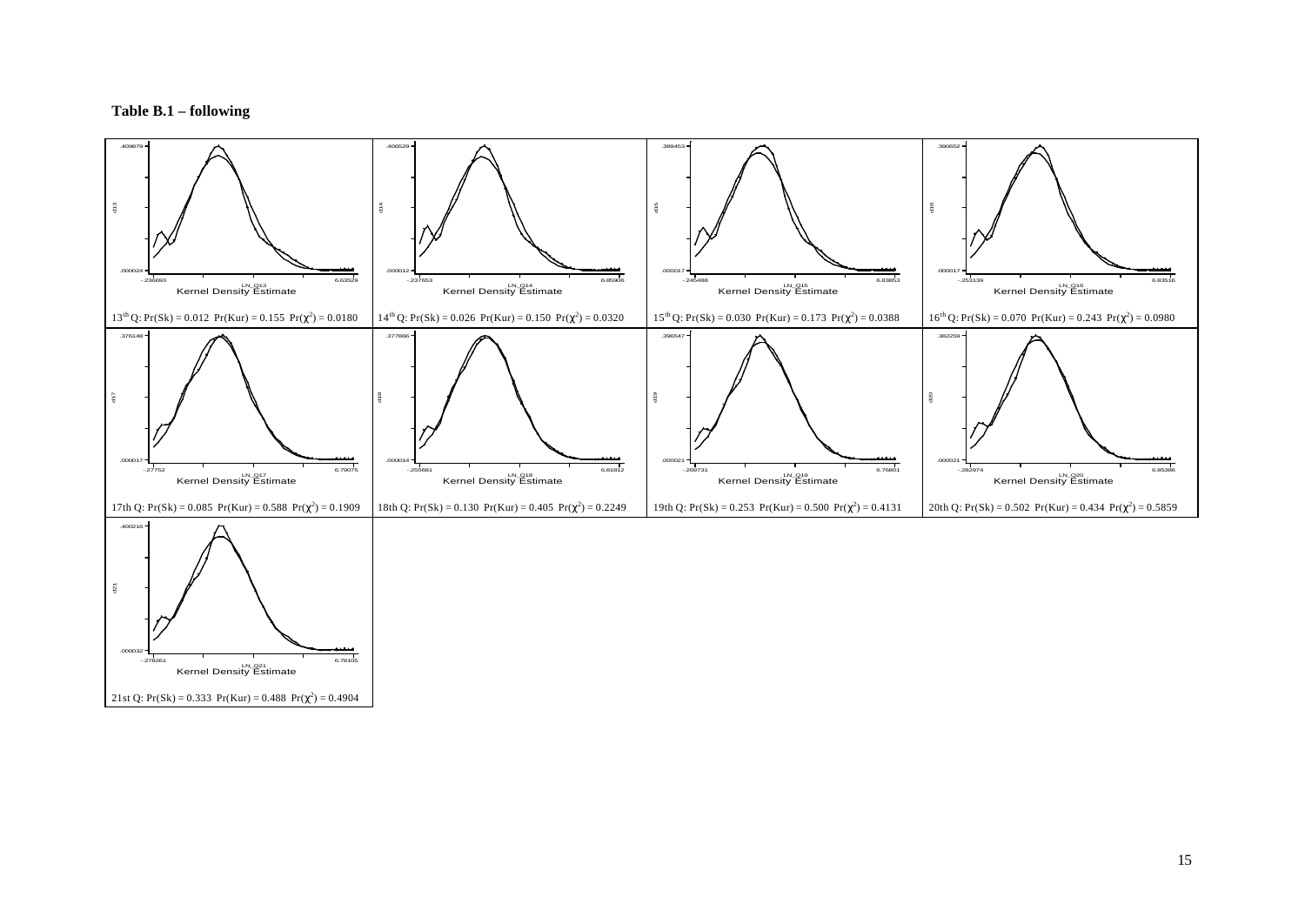**Table B.1 – following**

13th Q: Pr(Sk) = 0.012 Pr(Kur) = 0.155 Pr($\chi^2$) = 0.0180

14th Q: Pr(Sk) = 0.026 Pr(Kur) = 0.150 Pr($\chi^2$) = 0.0320

15th Q: Pr(Sk) = 0.030 Pr(Kur) = 0.173 Pr($\chi^2$) = 0.0388

16th Q: Pr(Sk) = 0.070 Pr(Kur) = 0.243 Pr($\chi^2$) = 0.0980

17th Q: Pr(Sk) = 0.085 Pr(Kur) = 0.588 Pr($\chi^2$) = 0.1909

18th Q: Pr(Sk) = 0.130 Pr(Kur) = 0.405 Pr($\chi^2$) = 0.2249

19th Q: Pr(Sk) = 0.253 Pr(Kur) = 0.500 Pr($\chi^2$) = 0.4131

20th Q: Pr(Sk) = 0.502 Pr(Kur) = 0.434 Pr($\chi^2$) = 0.5859

21st Q: Pr(Sk) = 0.333 Pr(Kur) = 0.488 Pr($\chi^2$) = 0.4904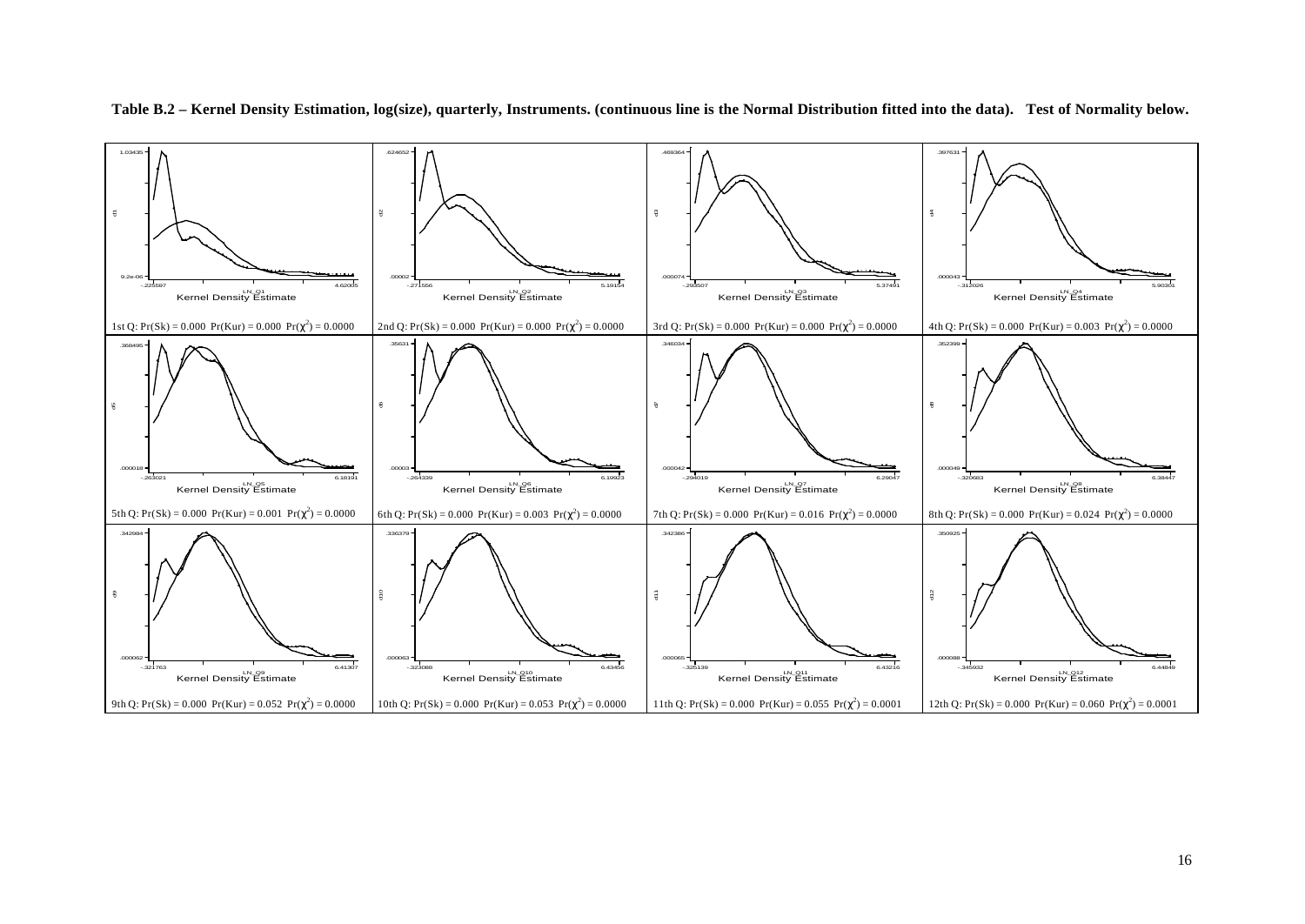**Table B.2 – Kernel Density Estimation, log(size), quarterly, Instruments. (continuous line is the Normal Distribution fitted into the data). Test of Normality below.**

| | | | |
|---|---|---|---|
| 1st Q: Pr(Sk) = 0.000 Pr(Kur) = 0.000 $Pr(\chi^2) = 0.0000$ | 2nd Q: Pr(Sk) = 0.000 Pr(Kur) = 0.000 $Pr(\chi^2) = 0.0000$ | 3rd Q: Pr(Sk) = 0.000 Pr(Kur) = 0.000 $Pr(\chi^2) = 0.0000$ | 4th Q: Pr(Sk) = 0.000 Pr(Kur) = 0.003 $Pr(\chi^2) = 0.0000$ |
| 5th Q: Pr(Sk) = 0.000 Pr(Kur) = 0.001 $Pr(\chi^2) = 0.0000$ | 6th Q: Pr(Sk) = 0.000 Pr(Kur) = 0.003 $Pr(\chi^2) = 0.0000$ | 7th Q: Pr(Sk) = 0.000 Pr(Kur) = 0.016 $Pr(\chi^2) = 0.0000$ | 8th Q: Pr(Sk) = 0.000 Pr(Kur) = 0.024 $Pr(\chi^2) = 0.0000$ |
| 9th Q: Pr(Sk) = 0.000 Pr(Kur) = 0.052 $Pr(\chi^2) = 0.0000$ | 10th Q: Pr(Sk) = 0.000 Pr(Kur) = 0.053 $Pr(\chi^2) = 0.0000$ | 11th Q: Pr(Sk) = 0.000 Pr(Kur) = 0.055 $Pr(\chi^2) = 0.0001$ | 12th Q: Pr(Sk) = 0.000 Pr(Kur) = 0.060 $Pr(\chi^2) = 0.0001$ |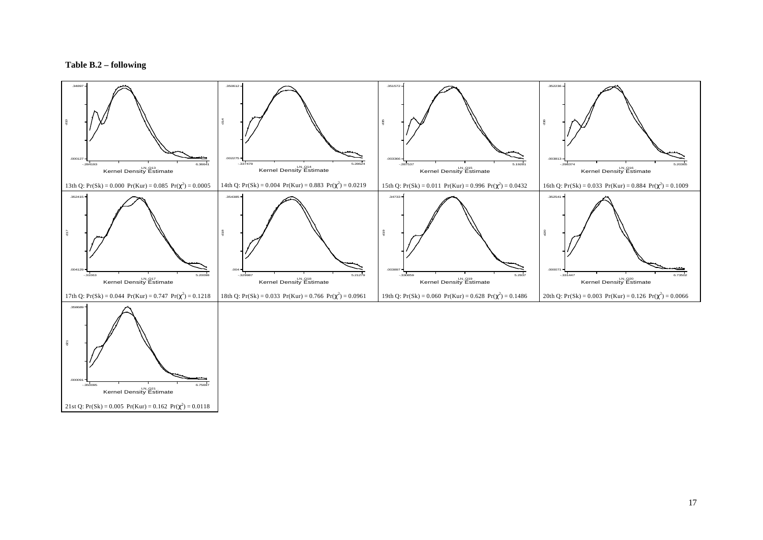**Table B.2 – following**

| | | | |
|---|---|---|---|
| 13th Q: Pr(Sk) = 0.000 Pr(Kur) = 0.085 Pr($\chi^2$) = 0.0005 | 14th Q: Pr(Sk) = 0.004 Pr(Kur) = 0.883 Pr($\chi^2$) = 0.0219 | 15th Q: Pr(Sk) = 0.011 Pr(Kur) = 0.996 Pr($\chi^2$) = 0.0432 | 16th Q: Pr(Sk) = 0.033 Pr(Kur) = 0.884 Pr($\chi^2$) = 0.1009 |
| 17th Q: Pr(Sk) = 0.044 Pr(Kur) = 0.747 Pr($\chi^2$) = 0.1218 | 18th Q: Pr(Sk) = 0.033 Pr(Kur) = 0.766 Pr($\chi^2$) = 0.0961 | 19th Q: Pr(Sk) = 0.060 Pr(Kur) = 0.628 Pr($\chi^2$) = 0.1486 | 20th Q: Pr(Sk) = 0.003 Pr(Kur) = 0.126 Pr($\chi^2$) = 0.0066 |
| 21st Q: Pr(Sk) = 0.005 Pr(Kur) = 0.162 Pr($\chi^2$) = 0.0118 | | | |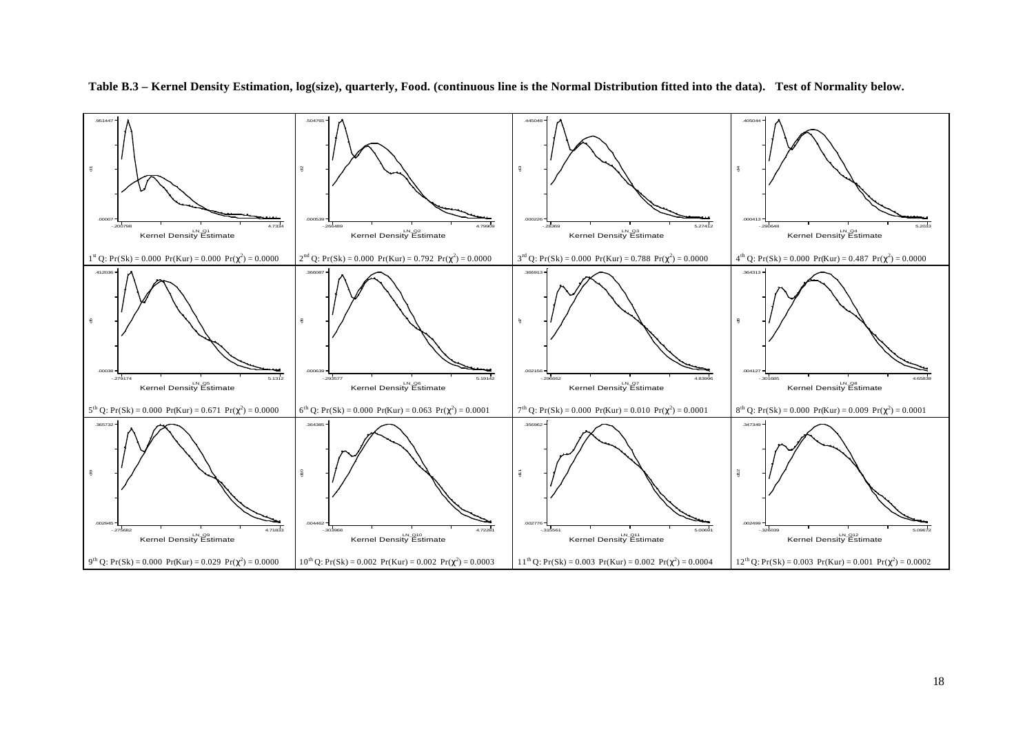**Table B.3 – Kernel Density Estimation, log(size), quarterly, Food. (continuous line is the Normal Distribution fitted into the data). Test of Normality below.**

$1^{st}$ Q: $Pr(Sk) = 0.000$ $Pr(Kur) = 0.000$ $Pr(\chi^2) = 0.0000$

$2^{nd}$ Q: $Pr(Sk) = 0.000$ $Pr(Kur) = 0.792$ $Pr(\chi^2) = 0.0000$

$3^{rd}$ Q: $Pr(Sk) = 0.000$ $Pr(Kur) = 0.788$ $Pr(\chi^2) = 0.0000$

$4^{th}$ Q: $Pr(Sk) = 0.000$ $Pr(Kur) = 0.487$ $Pr(\chi^2) = 0.0000$

$5^{th}$ Q: $Pr(Sk) = 0.000$ $Pr(Kur) = 0.671$ $Pr(\chi^2) = 0.0000$

$6^{th}$ Q: $Pr(Sk) = 0.000$ $Pr(Kur) = 0.063$ $Pr(\chi^2) = 0.0001$

$7^{th}$ Q: $Pr(Sk) = 0.000$ $Pr(Kur) = 0.010$ $Pr(\chi^2) = 0.0001$

$8^{th}$ Q: $Pr(Sk) = 0.000$ $Pr(Kur) = 0.009$ $Pr(\chi^2) = 0.0001$

$9^{th}$ Q: $Pr(Sk) = 0.000$ $Pr(Kur) = 0.029$ $Pr(\chi^2) = 0.0000$

$10^{th}$ Q: $Pr(Sk) = 0.002$ $Pr(Kur) = 0.002$ $Pr(\chi^2) = 0.0003$

$11^{th}$ Q: $Pr(Sk) = 0.003$ $Pr(Kur) = 0.002$ $Pr(\chi^2) = 0.0004$

$12^{th}$ Q: $Pr(Sk) = 0.003$ $Pr(Kur) = 0.001$ $Pr(\chi^2) = 0.0002$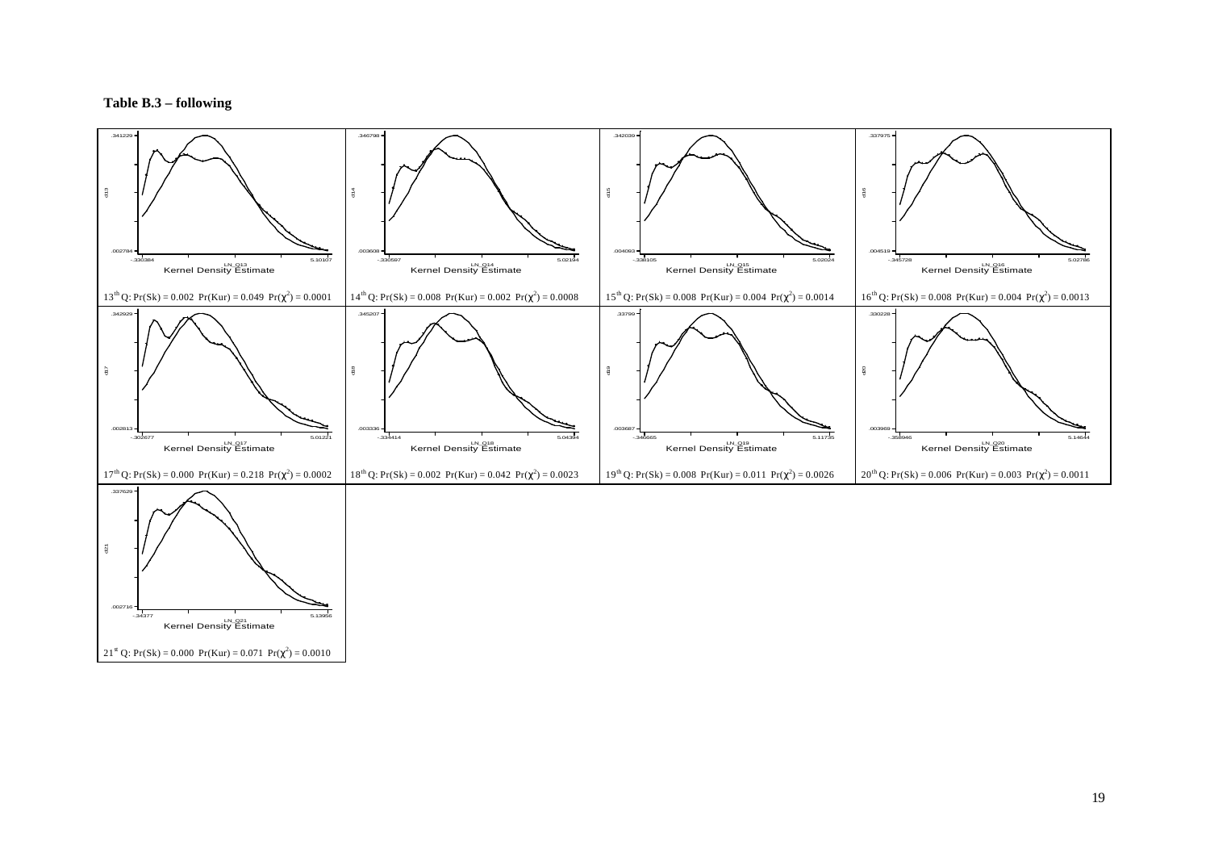**Table B.3 – following**

| | | | |
|---|---|---|---|
| $13^{th}$ Q: Pr(Sk) = 0.002 Pr(Kur) = 0.049 Pr($\chi^2$) = 0.0001 | $14^{th}$ Q: Pr(Sk) = 0.008 Pr(Kur) = 0.002 Pr($\chi^2$) = 0.0008 | $15^{th}$ Q: Pr(Sk) = 0.008 Pr(Kur) = 0.004 Pr($\chi^2$) = 0.0014 | $16^{th}$ Q: Pr(Sk) = 0.008 Pr(Kur) = 0.004 Pr($\chi^2$) = 0.0013 |
| $17^{th}$ Q: Pr(Sk) = 0.000 Pr(Kur) = 0.218 Pr($\chi^2$) = 0.0002 | $18^{th}$ Q: Pr(Sk) = 0.002 Pr(Kur) = 0.042 Pr($\chi^2$) = 0.0023 | $19^{th}$ Q: Pr(Sk) = 0.008 Pr(Kur) = 0.011 Pr($\chi^2$) = 0.0026 | $20^{th}$ Q: Pr(Sk) = 0.006 Pr(Kur) = 0.003 Pr($\chi^2$) = 0.0011 |
| $21^{st}$ Q: Pr(Sk) = 0.000 Pr(Kur) = 0.071 Pr($\chi^2$) = 0.0010 | | | |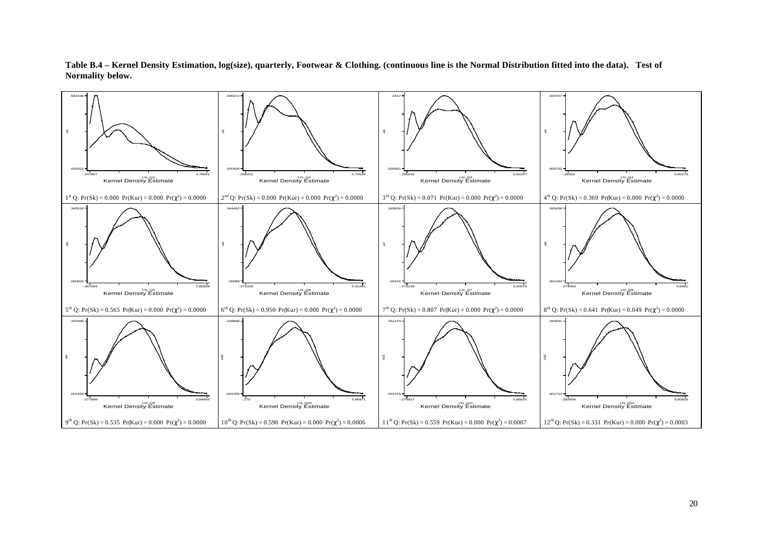**Table B.4 – Kernel Density Estimation, log(size), quarterly, Footwear & Clothing. (continuous line is the Normal Distribution fitted into the data). Test of Normality below.**

$1^{st}$ Q: Pr(Sk) = 0.000 Pr(Kur) = 0.000 Pr($\chi^2$) = 0.0000

$2^{nd}$ Q: Pr(Sk) = 0.000 Pr(Kur) = 0.000 Pr($\chi^2$) = 0.0000

$3^{rd}$ Q: Pr(Sk) = 0.071 Pr(Kur) = 0.000 Pr($\chi^2$) = 0.0000

$4^{th}$ Q: Pr(Sk) = 0.369 Pr(Kur) = 0.000 Pr($\chi^2$) = 0.0000

$5^{th}$ Q: Pr(Sk) = 0.565 Pr(Kur) = 0.000 Pr($\chi^2$) = 0.0000

$6^{th}$ Q: Pr(Sk) = 0.950 Pr(Kur) = 0.000 Pr($\chi^2$) = 0.0000

$7^{th}$ Q: Pr(Sk) = 0.807 Pr(Kur) = 0.000 Pr($\chi^2$) = 0.0000

$8^{th}$ Q: Pr(Sk) = 0.641 Pr(Kur) = 0.049 Pr($\chi^2$) = 0.0000

$9^{th}$ Q: Pr(Sk) = 0.535 Pr(Kur) = 0.000 Pr($\chi^2$) = 0.0000

$10^{th}$ Q: Pr(Sk) = 0.590 Pr(Kur) = 0.000 Pr($\chi^2$) = 0.0006

$11^{th}$ Q: Pr(Sk) = 0.559 Pr(Kur) = 0.000 Pr($\chi^2$) = 0.0007

$12^{th}$ Q: Pr(Sk) = 0.331 Pr(Kur) = 0.000 Pr($\chi^2$) = 0.0003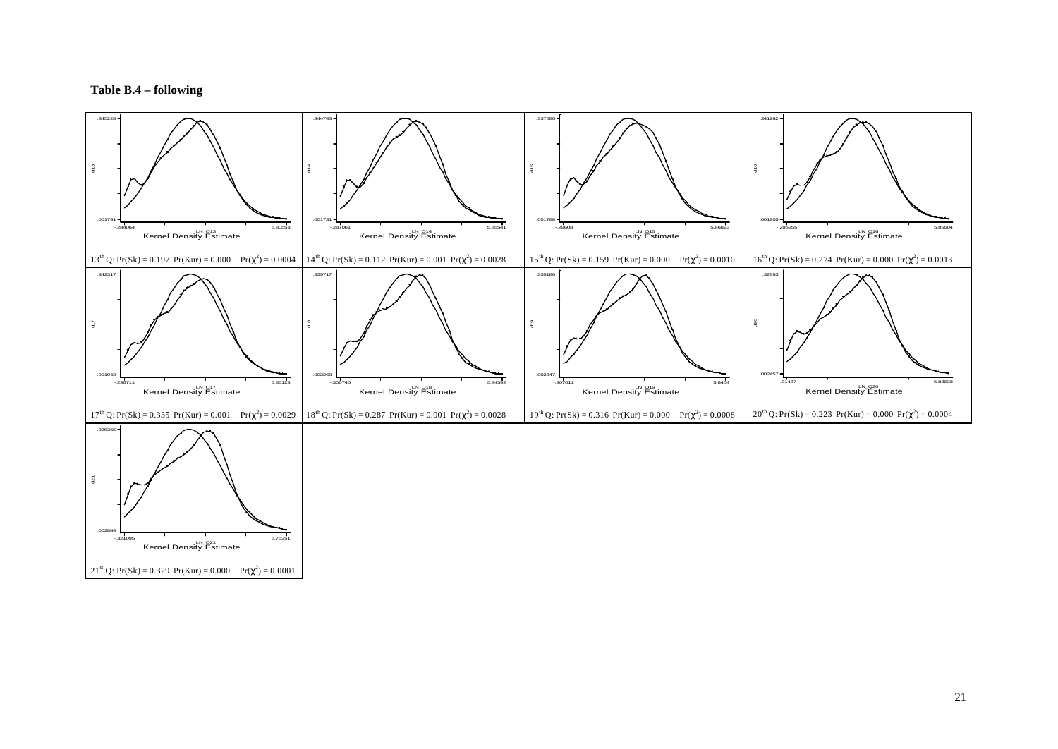**Table B.4 – following**

| | | | |
|---|---|---|---|
| $13^{th}$ Q: Pr(Sk) = 0.197 Pr(Kur) = 0.000 Pr($\chi^2$) = 0.0004 | $14^{th}$ Q: Pr(Sk) = 0.112 Pr(Kur) = 0.001 Pr($\chi^2$) = 0.0028 | $15^{th}$ Q: Pr(Sk) = 0.159 Pr(Kur) = 0.000 Pr($\chi^2$) = 0.0010 | $16^{th}$ Q: Pr(Sk) = 0.274 Pr(Kur) = 0.000 Pr($\chi^2$) = 0.0013 |
| $17^{th}$ Q: Pr(Sk) = 0.335 Pr(Kur) = 0.001 Pr($\chi^2$) = 0.0029 | $18^{th}$ Q: Pr(Sk) = 0.287 Pr(Kur) = 0.001 Pr($\chi^2$) = 0.0028 | $19^{th}$ Q: Pr(Sk) = 0.316 Pr(Kur) = 0.000 Pr($\chi^2$) = 0.0008 | $20^{th}$ Q: Pr(Sk) = 0.223 Pr(Kur) = 0.000 Pr($\chi^2$) = 0.0004 |
| $21^{st}$ Q: Pr(Sk) = 0.329 Pr(Kur) = 0.000 Pr($\chi^2$) = 0.0001 | | | |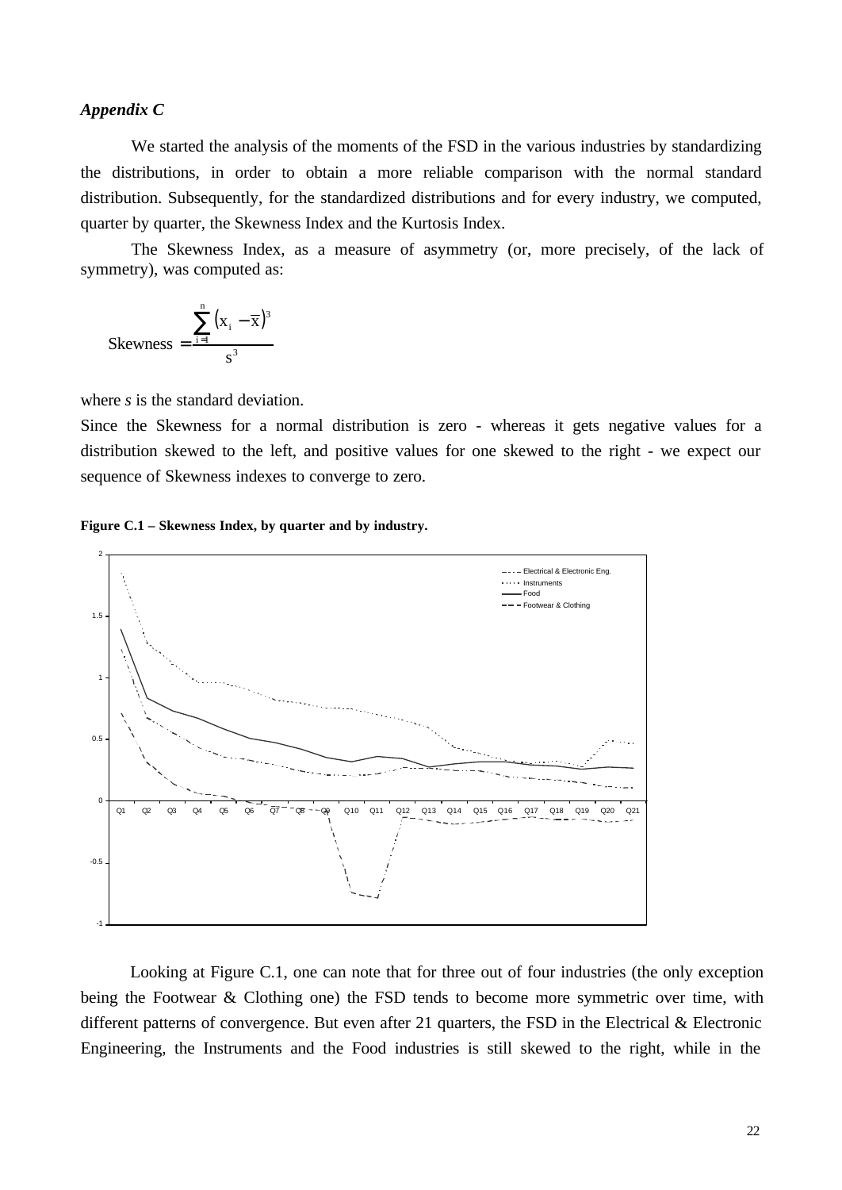*Appendix C*

We started the analysis of the moments of the FSD in the various industries by standardizing the distributions, in order to obtain a more reliable comparison with the normal standard distribution. Subsequently, for the standardized distributions and for every industry, we computed, quarter by quarter, the Skewness Index and the Kurtosis Index.

The Skewness Index, as a measure of asymmetry (or, more precisely, of the lack of symmetry), was computed as:

$$\text{Skewness} = \frac{\sum_{i=1}^{n} (x_i - \overline{x})^3}{s^3}$$

where *s* is the standard deviation.

Since the Skewness for a normal distribution is zero - whereas it gets negative values for a distribution skewed to the left, and positive values for one skewed to the right - we expect our sequence of Skewness indexes to converge to zero.

**Figure C.1 – Skewness Index, by quarter and by industry.**

Looking at Figure C.1, one can note that for three out of four industries (the only exception being the Footwear & Clothing one) the FSD tends to become more symmetric over time, with different patterns of convergence. But even after 21 quarters, the FSD in the Electrical & Electronic Engineering, the Instruments and the Food industries is still skewed to the right, while in the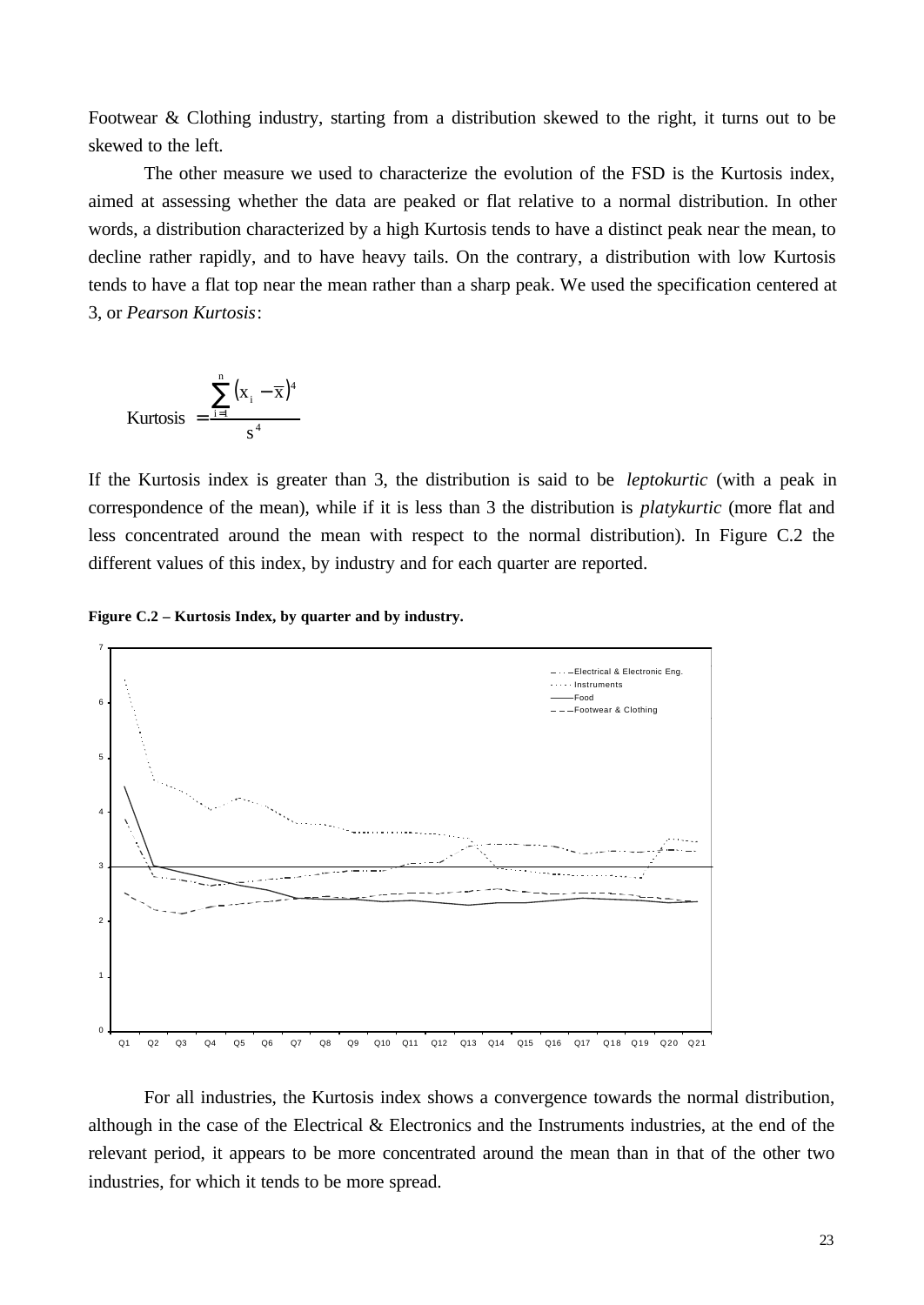Footwear & Clothing industry, starting from a distribution skewed to the right, it turns out to be skewed to the left.

The other measure we used to characterize the evolution of the FSD is the Kurtosis index, aimed at assessing whether the data are peaked or flat relative to a normal distribution. In other words, a distribution characterized by a high Kurtosis tends to have a distinct peak near the mean, to decline rather rapidly, and to have heavy tails. On the contrary, a distribution with low Kurtosis tends to have a flat top near the mean rather than a sharp peak. We used the specification centered at 3, or *Pearson Kurtosis*:

$$\text{Kurtosis} = \frac{\sum_{i=1}^{n} (x_i - \overline{x})^4}{s^4}$$

If the Kurtosis index is greater than 3, the distribution is said to be *leptokurtic* (with a peak in correspondence of the mean), while if it is less than 3 the distribution is *platykurtic* (more flat and less concentrated around the mean with respect to the normal distribution). In Figure C.2 the different values of this index, by industry and for each quarter are reported.

**Figure C.2 – Kurtosis Index, by quarter and by industry.**

Electrical & Electronic Eng.
Instruments
Food
Footwear & Clothing

0 1 2 3 4 5 6 7

Q1 Q2 Q3 Q4 Q5 Q6 Q7 Q8 Q9 Q10 Q11 Q12 Q13 Q14 Q15 Q16 Q17 Q18 Q19 Q20 Q21

For all industries, the Kurtosis index shows a convergence towards the normal distribution, although in the case of the Electrical & Electronics and the Instruments industries, at the end of the relevant period, it appears to be more concentrated around the mean than in that of the other two industries, for which it tends to be more spread.